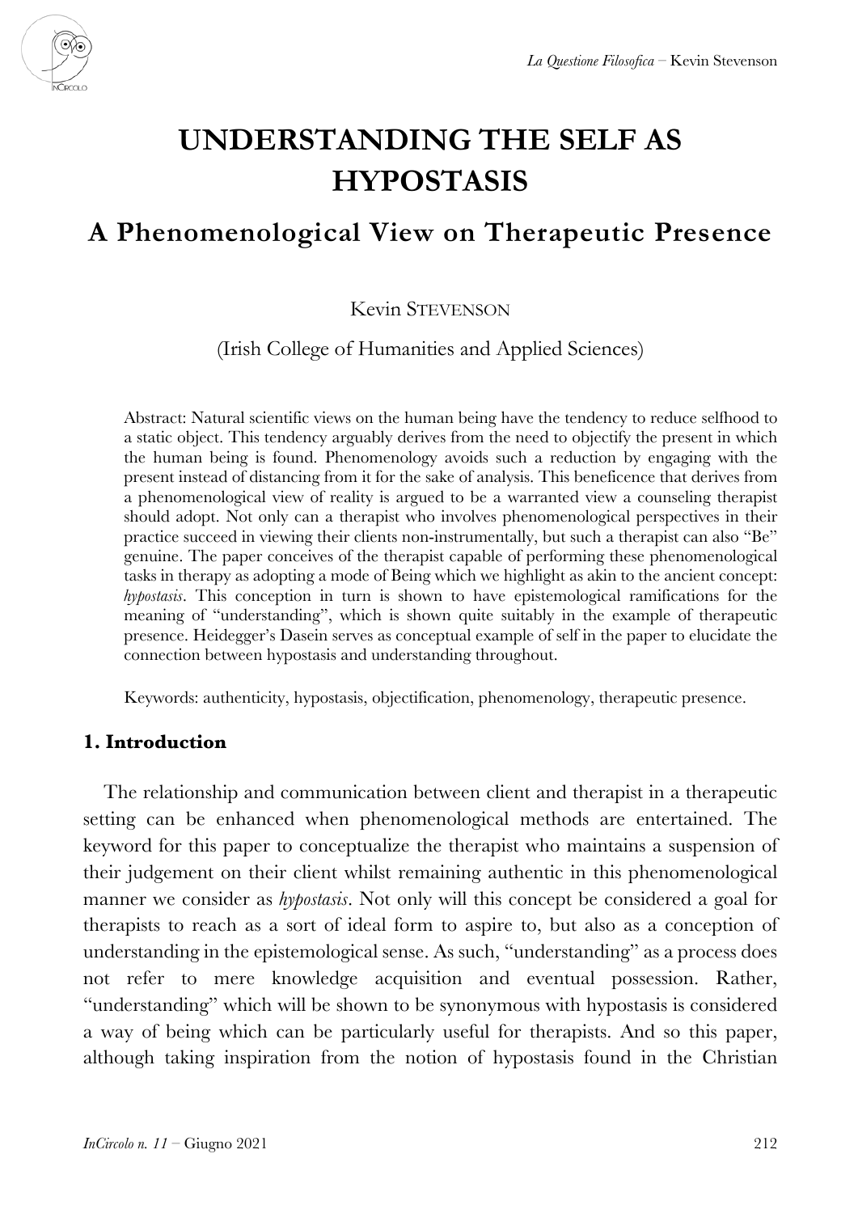# UNDERSTANDING THE SELF AS HYPOSTASIS

## A Phenomenological View on Therapeutic Presence

Kevin STEVENSON

(Irish College of Humanities and Applied Sciences)

Abstract: Natural scientific views on the human being have the tendency to reduce selfhood to a static object. This tendency arguably derives from the need to objectify the present in which the human being is found. Phenomenology avoids such a reduction by engaging with the present instead of distancing from it for the sake of analysis. This beneficence that derives from a phenomenological view of reality is argued to be a warranted view a counseling therapist should adopt. Not only can a therapist who involves phenomenological perspectives in their practice succeed in viewing their clients non-instrumentally, but such a therapist can also "Be" genuine. The paper conceives of the therapist capable of performing these phenomenological tasks in therapy as adopting a mode of Being which we highlight as akin to the ancient concept: *hypostasis*. This conception in turn is shown to have epistemological ramifications for the meaning of "understanding", which is shown quite suitably in the example of therapeutic presence. Heidegger's Dasein serves as conceptual example of self in the paper to elucidate the connection between hypostasis and understanding throughout.

Keywords: authenticity, hypostasis, objectification, phenomenology, therapeutic presence.

### 1. Introduction

The relationship and communication between client and therapist in a therapeutic setting can be enhanced when phenomenological methods are entertained. The keyword for this paper to conceptualize the therapist who maintains a suspension of their judgement on their client whilst remaining authentic in this phenomenological manner we consider as *hypostasis*. Not only will this concept be considered a goal for therapists to reach as a sort of ideal form to aspire to, but also as a conception of understanding in the epistemological sense. As such, "understanding" as a process does not refer to mere knowledge acquisition and eventual possession. Rather, "understanding" which will be shown to be synonymous with hypostasis is considered a way of being which can be particularly useful for therapists. And so this paper, although taking inspiration from the notion of hypostasis found in the Christian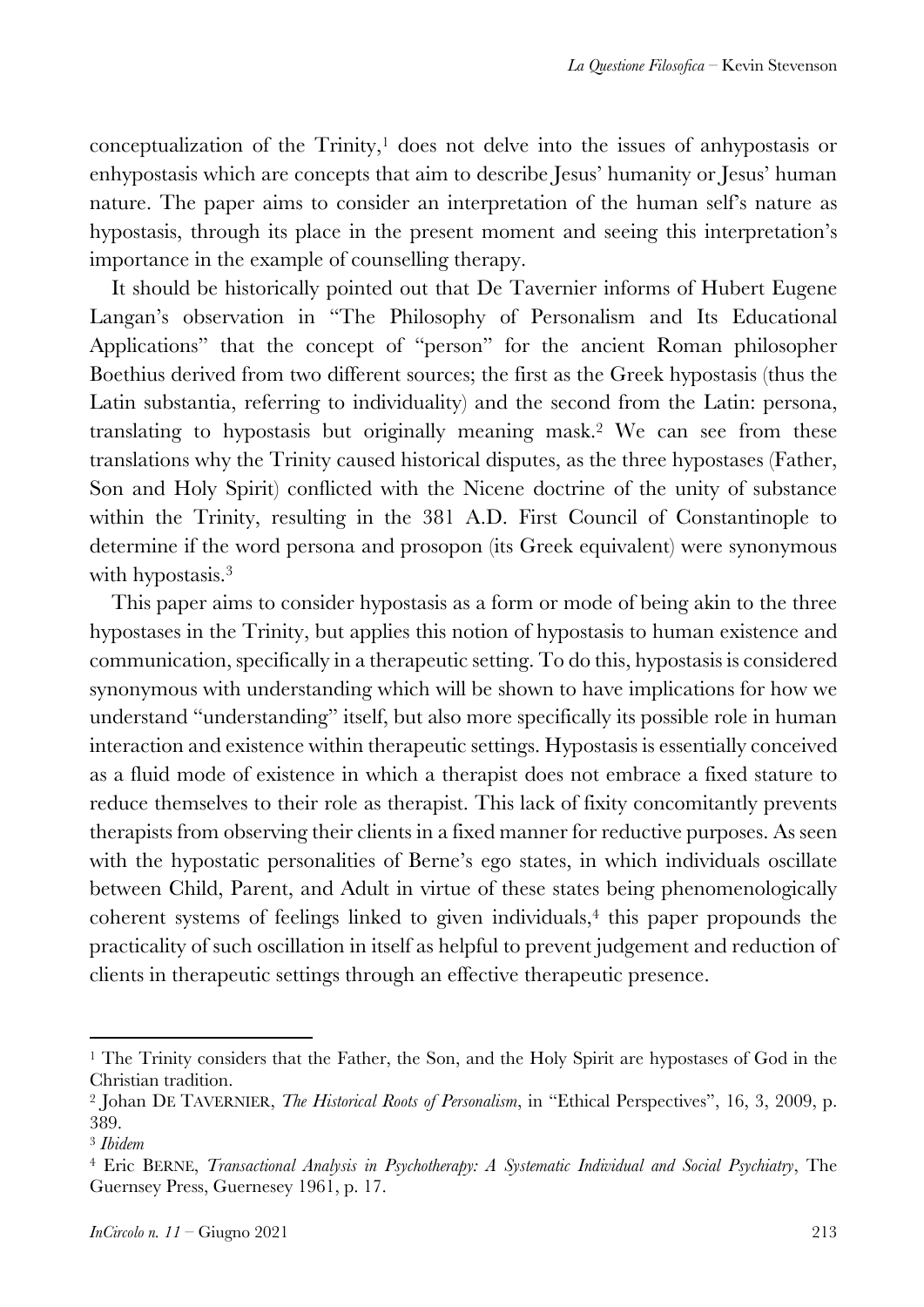conceptualization of the Trinity,[1] does not delve into the issues of anhypostasis or enhypostasis which are concepts that aim to describe Jesus' humanity or Jesus' human nature. The paper aims to consider an interpretation of the human self's nature as hypostasis, through its place in the present moment and seeing this interpretation's importance in the example of counselling therapy.

It should be historically pointed out that De Tavernier informs of Hubert Eugene Langan's observation in "The Philosophy of Personalism and Its Educational Applications" that the concept of "person" for the ancient Roman philosopher Boethius derived from two different sources; the first as the Greek hypostasis (thus the Latin substantia, referring to individuality) and the second from the Latin: persona, translating to hypostasis but originally meaning mask.[2] We can see from these translations why the Trinity caused historical disputes, as the three hypostases (Father, Son and Holy Spirit) conflicted with the Nicene doctrine of the unity of substance within the Trinity, resulting in the 381 A.D. First Council of Constantinople to determine if the word persona and prosopon (its Greek equivalent) were synonymous with hypostasis.[3]

This paper aims to consider hypostasis as a form or mode of being akin to the three hypostases in the Trinity, but applies this notion of hypostasis to human existence and communication, specifically in a therapeutic setting. To do this, hypostasis is considered synonymous with understanding which will be shown to have implications for how we understand "understanding" itself, but also more specifically its possible role in human interaction and existence within therapeutic settings. Hypostasis is essentially conceived as a fluid mode of existence in which a therapist does not embrace a fixed stature to reduce themselves to their role as therapist. This lack of fixity concomitantly prevents therapists from observing their clients in a fixed manner for reductive purposes. As seen with the hypostatic personalities of Berne's ego states, in which individuals oscillate between Child, Parent, and Adult in virtue of these states being phenomenologically coherent systems of feelings linked to given individuals,[4] this paper propounds the practicality of such oscillation in itself as helpful to prevent judgement and reduction of clients in therapeutic settings through an effective therapeutic presence.

---

[1] The Trinity considers that the Father, the Son, and the Holy Spirit are hypostases of God in the Christian tradition.

[2] Johan DE TAVERNIER, *The Historical Roots of Personalism*, in "Ethical Perspectives", 16, 3, 2009, p. 389.

[3] *Ibidem*

[4] Eric BERNE, *Transactional Analysis in Psychotherapy: A Systematic Individual and Social Psychiatry*, The Guernsey Press, Guernesey 1961, p. 17.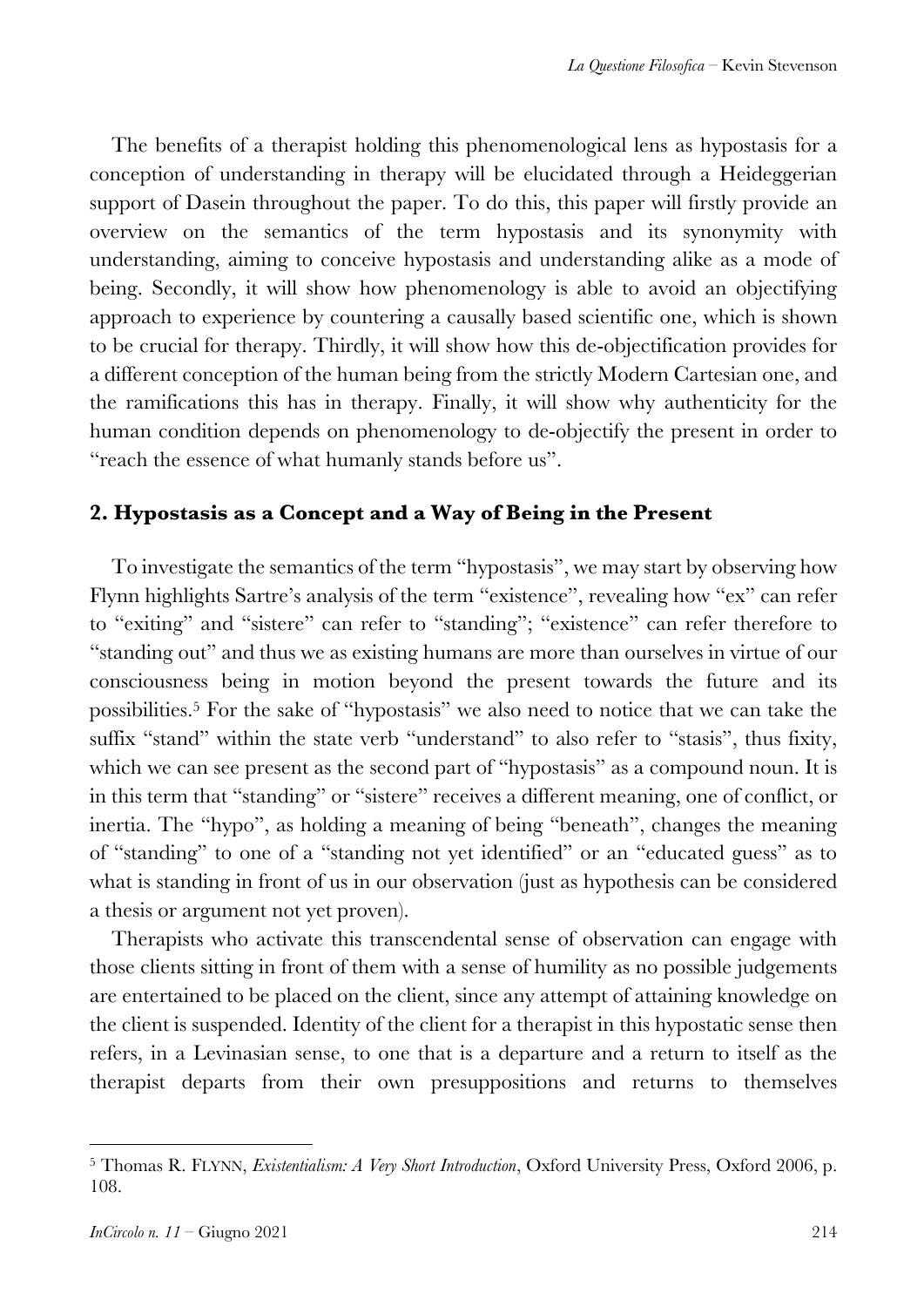The benefits of a therapist holding this phenomenological lens as hypostasis for a conception of understanding in therapy will be elucidated through a Heideggerian support of Dasein throughout the paper. To do this, this paper will firstly provide an overview on the semantics of the term hypostasis and its synonymity with understanding, aiming to conceive hypostasis and understanding alike as a mode of being. Secondly, it will show how phenomenology is able to avoid an objectifying approach to experience by countering a causally based scientific one, which is shown to be crucial for therapy. Thirdly, it will show how this de-objectification provides for a different conception of the human being from the strictly Modern Cartesian one, and the ramifications this has in therapy. Finally, it will show why authenticity for the human condition depends on phenomenology to de-objectify the present in order to "reach the essence of what humanly stands before us".

## 2. Hypostasis as a Concept and a Way of Being in the Present

To investigate the semantics of the term "hypostasis", we may start by observing how Flynn highlights Sartre's analysis of the term "existence", revealing how "ex" can refer to "exiting" and "sistere" can refer to "standing"; "existence" can refer therefore to "standing out" and thus we as existing humans are more than ourselves in virtue of our consciousness being in motion beyond the present towards the future and its possibilities.[5] For the sake of "hypostasis" we also need to notice that we can take the suffix "stand" within the state verb "understand" to also refer to "stasis", thus fixity, which we can see present as the second part of "hypostasis" as a compound noun. It is in this term that "standing" or "sistere" receives a different meaning, one of conflict, or inertia. The "hypo", as holding a meaning of being "beneath", changes the meaning of "standing" to one of a "standing not yet identified" or an "educated guess" as to what is standing in front of us in our observation (just as hypothesis can be considered a thesis or argument not yet proven).

Therapists who activate this transcendental sense of observation can engage with those clients sitting in front of them with a sense of humility as no possible judgements are entertained to be placed on the client, since any attempt of attaining knowledge on the client is suspended. Identity of the client for a therapist in this hypostatic sense then refers, in a Levinasian sense, to one that is a departure and a return to itself as the therapist departs from their own presuppositions and returns to themselves

---

[5] Thomas R. FLYNN, *Existentialism: A Very Short Introduction*, Oxford University Press, Oxford 2006, p. 108.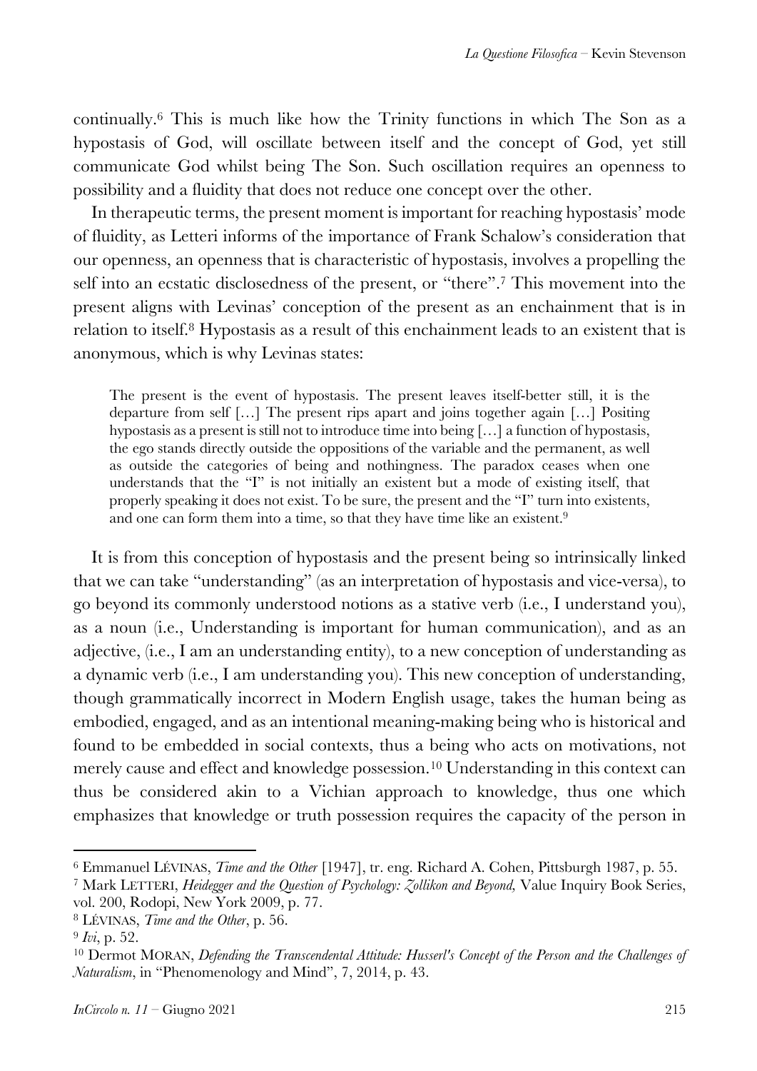continually.[6] This is much like how the Trinity functions in which The Son as a hypostasis of God, will oscillate between itself and the concept of God, yet still communicate God whilst being The Son. Such oscillation requires an openness to possibility and a fluidity that does not reduce one concept over the other.

In therapeutic terms, the present moment is important for reaching hypostasis' mode of fluidity, as Letteri informs of the importance of Frank Schalow's consideration that our openness, an openness that is characteristic of hypostasis, involves a propelling the self into an ecstatic disclosedness of the present, or "there".[7] This movement into the present aligns with Levinas' conception of the present as an enchainment that is in relation to itself.[8] Hypostasis as a result of this enchainment leads to an existent that is anonymous, which is why Levinas states:

> The present is the event of hypostasis. The present leaves itself-better still, it is the departure from self […] The present rips apart and joins together again […] Positing hypostasis as a present is still not to introduce time into being […] a function of hypostasis, the ego stands directly outside the oppositions of the variable and the permanent, as well as outside the categories of being and nothingness. The paradox ceases when one understands that the "I" is not initially an existent but a mode of existing itself, that properly speaking it does not exist. To be sure, the present and the "I" turn into existents, and one can form them into a time, so that they have time like an existent.[9]

It is from this conception of hypostasis and the present being so intrinsically linked that we can take "understanding" (as an interpretation of hypostasis and vice-versa), to go beyond its commonly understood notions as a stative verb (i.e., I understand you), as a noun (i.e., Understanding is important for human communication), and as an adjective, (i.e., I am an understanding entity), to a new conception of understanding as a dynamic verb (i.e., I am understanding you). This new conception of understanding, though grammatically incorrect in Modern English usage, takes the human being as embodied, engaged, and as an intentional meaning-making being who is historical and found to be embedded in social contexts, thus a being who acts on motivations, not merely cause and effect and knowledge possession.[10] Understanding in this context can thus be considered akin to a Vichian approach to knowledge, thus one which emphasizes that knowledge or truth possession requires the capacity of the person in

---

[6] Emmanuel LÉVINAS, *Time and the Other* [1947], tr. eng. Richard A. Cohen, Pittsburgh 1987, p. 55.

[7] Mark LETTERI, *Heidegger and the Question of Psychology: Zollikon and Beyond,* Value Inquiry Book Series, vol. 200, Rodopi, New York 2009, p. 77.

[8] LÉVINAS, *Time and the Other*, p. 56.

[9] *Ivi*, p. 52.

[10] Dermot MORAN, *Defending the Transcendental Attitude: Husserl's Concept of the Person and the Challenges of Naturalism*, in "Phenomenology and Mind", 7, 2014, p. 43.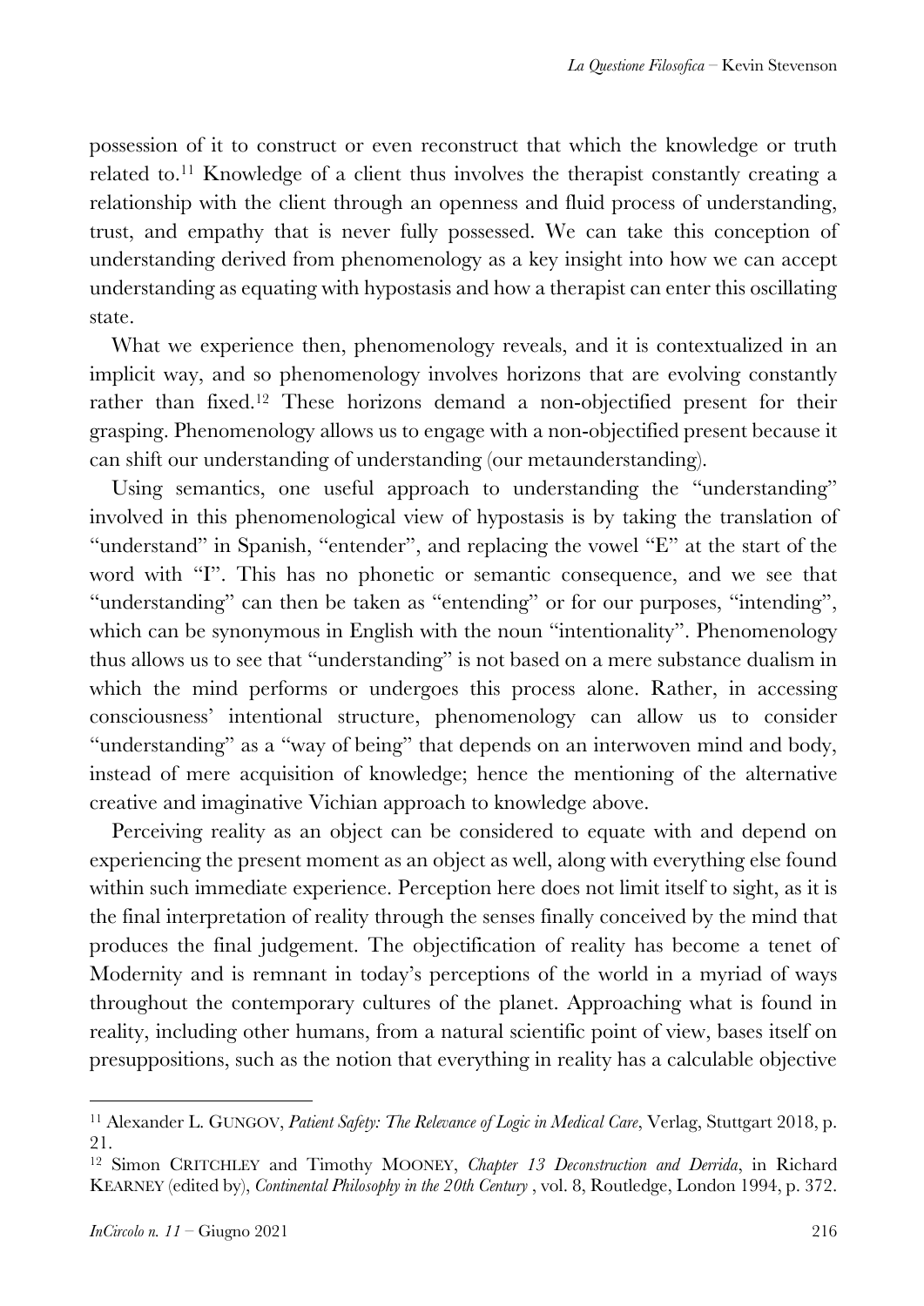possession of it to construct or even reconstruct that which the knowledge or truth related to.[11] Knowledge of a client thus involves the therapist constantly creating a relationship with the client through an openness and fluid process of understanding, trust, and empathy that is never fully possessed. We can take this conception of understanding derived from phenomenology as a key insight into how we can accept understanding as equating with hypostasis and how a therapist can enter this oscillating state.

What we experience then, phenomenology reveals, and it is contextualized in an implicit way, and so phenomenology involves horizons that are evolving constantly rather than fixed.[12] These horizons demand a non-objectified present for their grasping. Phenomenology allows us to engage with a non-objectified present because it can shift our understanding of understanding (our metaunderstanding).

Using semantics, one useful approach to understanding the "understanding" involved in this phenomenological view of hypostasis is by taking the translation of "understand" in Spanish, "entender", and replacing the vowel "E" at the start of the word with "I". This has no phonetic or semantic consequence, and we see that "understanding" can then be taken as "entending" or for our purposes, "intending", which can be synonymous in English with the noun "intentionality". Phenomenology thus allows us to see that "understanding" is not based on a mere substance dualism in which the mind performs or undergoes this process alone. Rather, in accessing consciousness' intentional structure, phenomenology can allow us to consider "understanding" as a "way of being" that depends on an interwoven mind and body, instead of mere acquisition of knowledge; hence the mentioning of the alternative creative and imaginative Vichian approach to knowledge above.

Perceiving reality as an object can be considered to equate with and depend on experiencing the present moment as an object as well, along with everything else found within such immediate experience. Perception here does not limit itself to sight, as it is the final interpretation of reality through the senses finally conceived by the mind that produces the final judgement. The objectification of reality has become a tenet of Modernity and is remnant in today's perceptions of the world in a myriad of ways throughout the contemporary cultures of the planet. Approaching what is found in reality, including other humans, from a natural scientific point of view, bases itself on presuppositions, such as the notion that everything in reality has a calculable objective

---

[11] Alexander L. GUNGOV, *Patient Safety: The Relevance of Logic in Medical Care*, Verlag, Stuttgart 2018, p. 21.

[12] Simon CRITCHLEY and Timothy MOONEY, *Chapter 13 Deconstruction and Derrida*, in Richard KEARNEY (edited by), *Continental Philosophy in the 20th Century*, vol. 8, Routledge, London 1994, p. 372.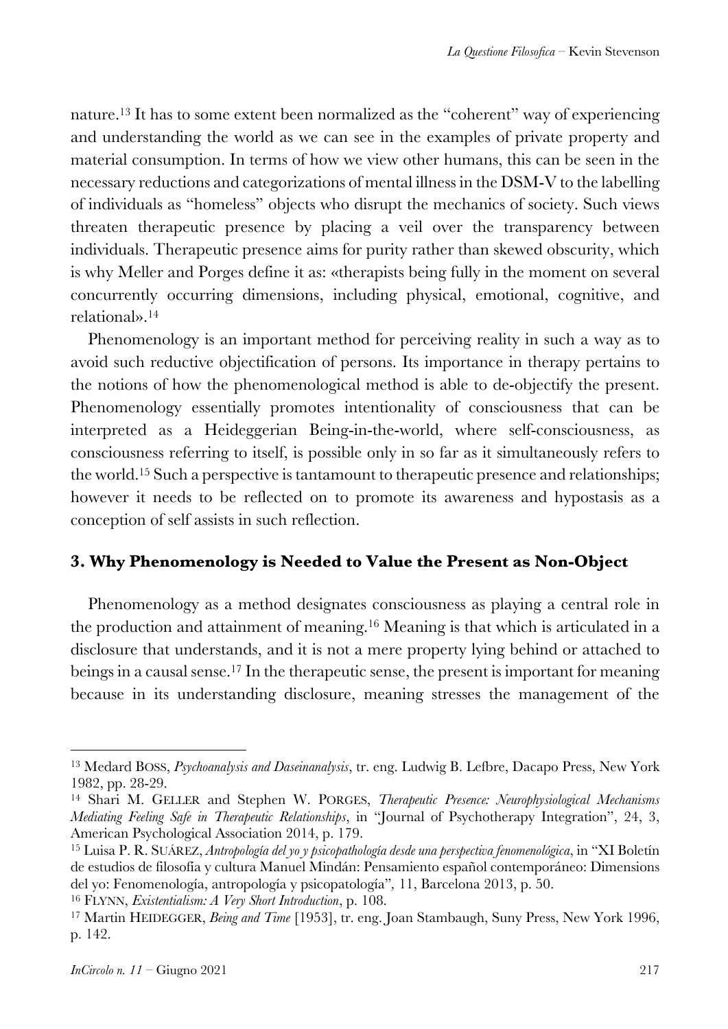nature.[13] It has to some extent been normalized as the "coherent" way of experiencing and understanding the world as we can see in the examples of private property and material consumption. In terms of how we view other humans, this can be seen in the necessary reductions and categorizations of mental illness in the DSM-V to the labelling of individuals as "homeless" objects who disrupt the mechanics of society. Such views threaten therapeutic presence by placing a veil over the transparency between individuals. Therapeutic presence aims for purity rather than skewed obscurity, which is why Meller and Porges define it as: «therapists being fully in the moment on several concurrently occurring dimensions, including physical, emotional, cognitive, and relational».[14]

Phenomenology is an important method for perceiving reality in such a way as to avoid such reductive objectification of persons. Its importance in therapy pertains to the notions of how the phenomenological method is able to de-objectify the present. Phenomenology essentially promotes intentionality of consciousness that can be interpreted as a Heideggerian Being-in-the-world, where self-consciousness, as consciousness referring to itself, is possible only in so far as it simultaneously refers to the world.[15] Such a perspective is tantamount to therapeutic presence and relationships; however it needs to be reflected on to promote its awareness and hypostasis as a conception of self assists in such reflection.

### 3. Why Phenomenology is Needed to Value the Present as Non-Object

Phenomenology as a method designates consciousness as playing a central role in the production and attainment of meaning.[16] Meaning is that which is articulated in a disclosure that understands, and it is not a mere property lying behind or attached to beings in a causal sense.[17] In the therapeutic sense, the present is important for meaning because in its understanding disclosure, meaning stresses the management of the

---

[13] Medard BOSS, *Psychoanalysis and Daseinanalysis*, tr. eng. Ludwig B. Lefbre, Dacapo Press, New York 1982, pp. 28-29.

[14] Shari M. GELLER and Stephen W. PORGES, *Therapeutic Presence: Neurophysiological Mechanisms Mediating Feeling Safe in Therapeutic Relationships*, in "Journal of Psychotherapy Integration", 24, 3, American Psychological Association 2014, p. 179.

[15] Luisa P. R. SUÁREZ, *Antropología del yo y psicopathología desde una perspectiva fenomenológica*, in "XI Boletín de estudios de filosofía y cultura Manuel Mindán: Pensamiento español contemporáneo: Dimensions del yo: Fenomenología, antropología y psicopatología", 11, Barcelona 2013, p. 50.

[16] FLYNN, *Existentialism: A Very Short Introduction*, p. 108.

[17] Martin HEIDEGGER, *Being and Time* [1953], tr. eng. Joan Stambaugh, Suny Press, New York 1996, p. 142.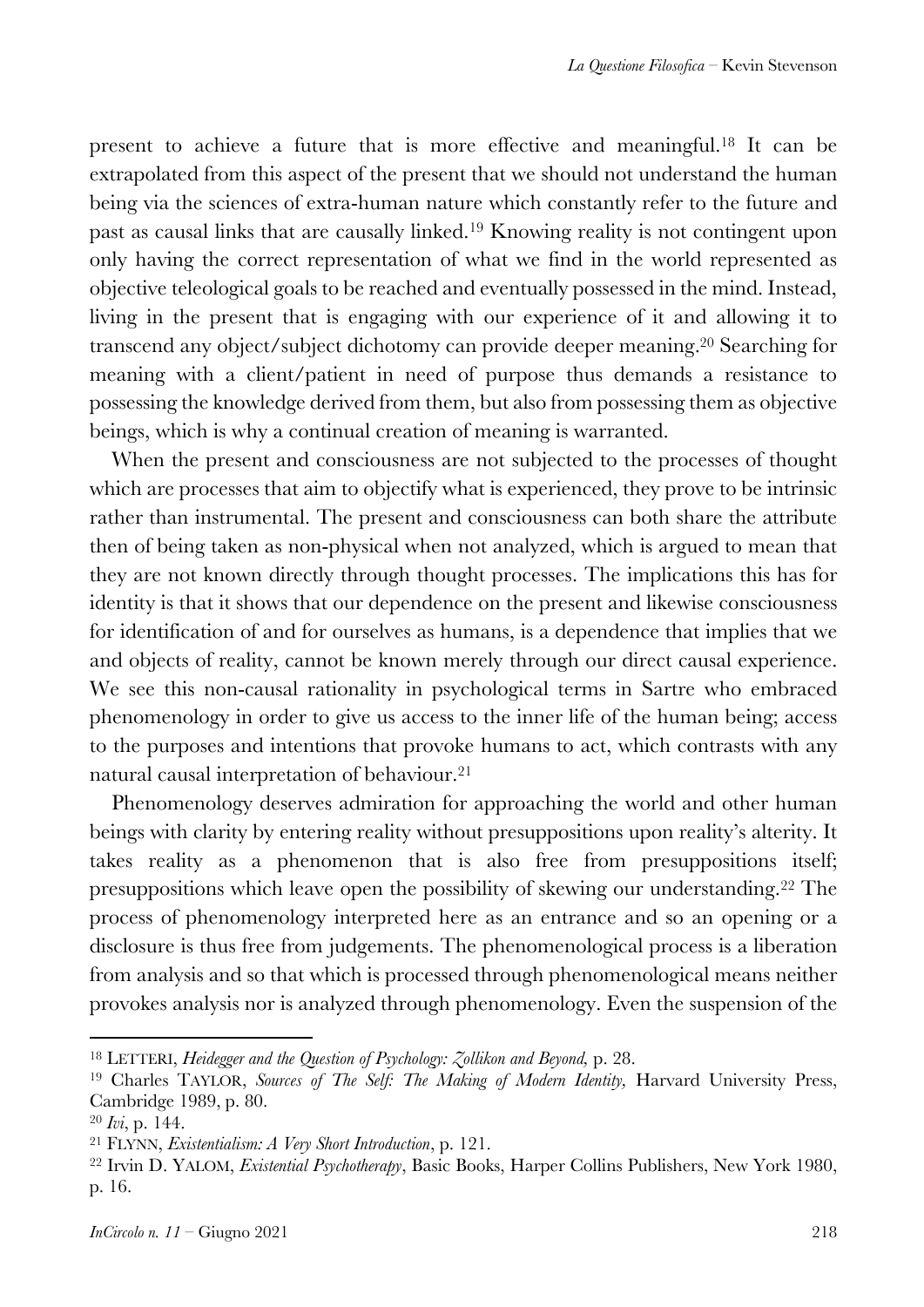present to achieve a future that is more effective and meaningful.[18] It can be extrapolated from this aspect of the present that we should not understand the human being via the sciences of extra-human nature which constantly refer to the future and past as causal links that are causally linked.[19] Knowing reality is not contingent upon only having the correct representation of what we find in the world represented as objective teleological goals to be reached and eventually possessed in the mind. Instead, living in the present that is engaging with our experience of it and allowing it to transcend any object/subject dichotomy can provide deeper meaning.[20] Searching for meaning with a client/patient in need of purpose thus demands a resistance to possessing the knowledge derived from them, but also from possessing them as objective beings, which is why a continual creation of meaning is warranted.

When the present and consciousness are not subjected to the processes of thought which are processes that aim to objectify what is experienced, they prove to be intrinsic rather than instrumental. The present and consciousness can both share the attribute then of being taken as non-physical when not analyzed, which is argued to mean that they are not known directly through thought processes. The implications this has for identity is that it shows that our dependence on the present and likewise consciousness for identification of and for ourselves as humans, is a dependence that implies that we and objects of reality, cannot be known merely through our direct causal experience. We see this non-causal rationality in psychological terms in Sartre who embraced phenomenology in order to give us access to the inner life of the human being; access to the purposes and intentions that provoke humans to act, which contrasts with any natural causal interpretation of behaviour.[21]

Phenomenology deserves admiration for approaching the world and other human beings with clarity by entering reality without presuppositions upon reality's alterity. It takes reality as a phenomenon that is also free from presuppositions itself; presuppositions which leave open the possibility of skewing our understanding.[22] The process of phenomenology interpreted here as an entrance and so an opening or a disclosure is thus free from judgements. The phenomenological process is a liberation from analysis and so that which is processed through phenomenological means neither provokes analysis nor is analyzed through phenomenology. Even the suspension of the

---

[18] LETTERI, *Heidegger and the Question of Psychology: Zollikon and Beyond,* p. 28.

[19] Charles TAYLOR, *Sources of The Self: The Making of Modern Identity,* Harvard University Press, Cambridge 1989, p. 80.

[20] *Ivi*, p. 144.

[21] FLYNN, *Existentialism: A Very Short Introduction*, p. 121.

[22] Irvin D. YALOM, *Existential Psychotherapy*, Basic Books, Harper Collins Publishers, New York 1980, p. 16.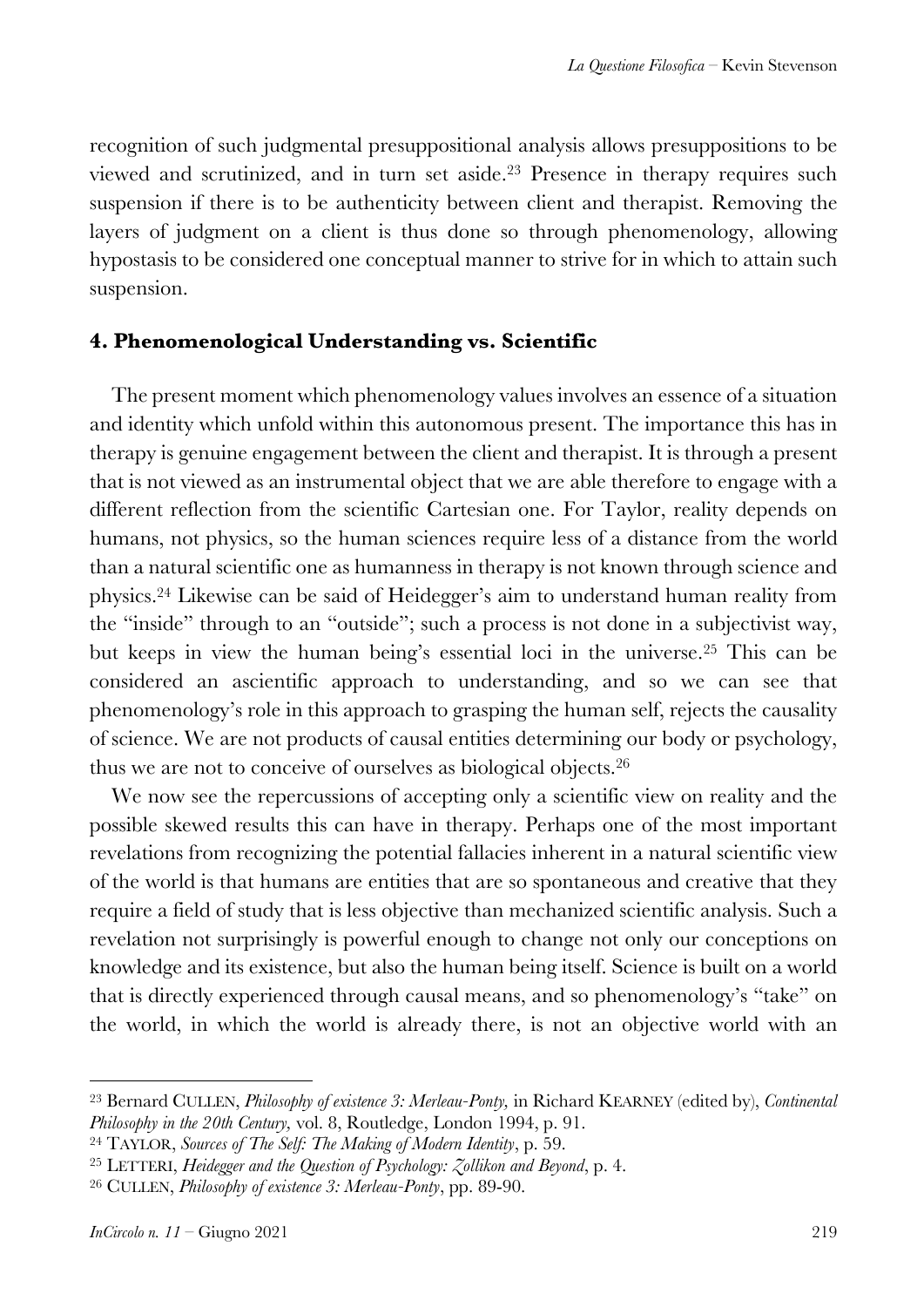recognition of such judgmental presuppositional analysis allows presuppositions to be viewed and scrutinized, and in turn set aside.[23] Presence in therapy requires such suspension if there is to be authenticity between client and therapist. Removing the layers of judgment on a client is thus done so through phenomenology, allowing hypostasis to be considered one conceptual manner to strive for in which to attain such suspension.

## 4. Phenomenological Understanding vs. Scientific

The present moment which phenomenology values involves an essence of a situation and identity which unfold within this autonomous present. The importance this has in therapy is genuine engagement between the client and therapist. It is through a present that is not viewed as an instrumental object that we are able therefore to engage with a different reflection from the scientific Cartesian one. For Taylor, reality depends on humans, not physics, so the human sciences require less of a distance from the world than a natural scientific one as humanness in therapy is not known through science and physics.[24] Likewise can be said of Heidegger's aim to understand human reality from the "inside" through to an "outside"; such a process is not done in a subjectivist way, but keeps in view the human being's essential loci in the universe.[25] This can be considered an ascientific approach to understanding, and so we can see that phenomenology's role in this approach to grasping the human self, rejects the causality of science. We are not products of causal entities determining our body or psychology, thus we are not to conceive of ourselves as biological objects.[26]

We now see the repercussions of accepting only a scientific view on reality and the possible skewed results this can have in therapy. Perhaps one of the most important revelations from recognizing the potential fallacies inherent in a natural scientific view of the world is that humans are entities that are so spontaneous and creative that they require a field of study that is less objective than mechanized scientific analysis. Such a revelation not surprisingly is powerful enough to change not only our conceptions on knowledge and its existence, but also the human being itself. Science is built on a world that is directly experienced through causal means, and so phenomenology's "take" on the world, in which the world is already there, is not an objective world with an

---

[23] Bernard CULLEN, *Philosophy of existence 3: Merleau-Ponty*, in Richard KEARNEY (edited by), *Continental Philosophy in the 20th Century,* vol. 8, Routledge, London 1994, p. 91.

[24] TAYLOR, *Sources of The Self: The Making of Modern Identity*, p. 59.

[25] LETTERI, *Heidegger and the Question of Psychology: Zollikon and Beyond*, p. 4.

[26] CULLEN, *Philosophy of existence 3: Merleau-Ponty*, pp. 89-90.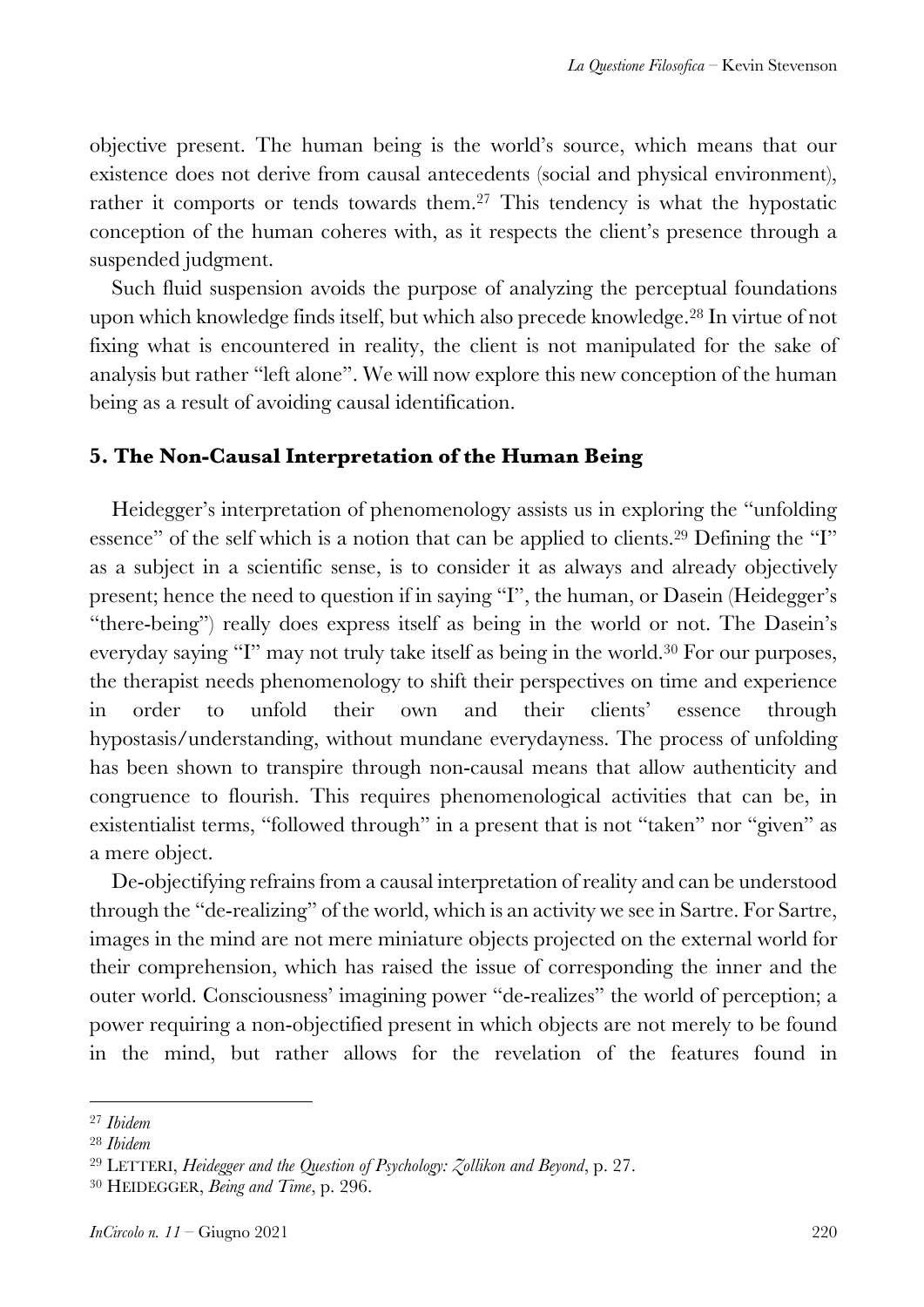objective present. The human being is the world's source, which means that our existence does not derive from causal antecedents (social and physical environment), rather it comports or tends towards them.[27] This tendency is what the hypostatic conception of the human coheres with, as it respects the client's presence through a suspended judgment.

Such fluid suspension avoids the purpose of analyzing the perceptual foundations upon which knowledge finds itself, but which also precede knowledge.[28] In virtue of not fixing what is encountered in reality, the client is not manipulated for the sake of analysis but rather "left alone". We will now explore this new conception of the human being as a result of avoiding causal identification.

## 5. The Non-Causal Interpretation of the Human Being

Heidegger's interpretation of phenomenology assists us in exploring the "unfolding essence" of the self which is a notion that can be applied to clients.[29] Defining the "I" as a subject in a scientific sense, is to consider it as always and already objectively present; hence the need to question if in saying "I", the human, or Dasein (Heidegger's "there-being") really does express itself as being in the world or not. The Dasein's everyday saying "I" may not truly take itself as being in the world.[30] For our purposes, the therapist needs phenomenology to shift their perspectives on time and experience in order to unfold their own and their clients' essence through hypostasis/understanding, without mundane everydayness. The process of unfolding has been shown to transpire through non-causal means that allow authenticity and congruence to flourish. This requires phenomenological activities that can be, in existentialist terms, "followed through" in a present that is not "taken" nor "given" as a mere object.

De-objectifying refrains from a causal interpretation of reality and can be understood through the "de-realizing" of the world, which is an activity we see in Sartre. For Sartre, images in the mind are not mere miniature objects projected on the external world for their comprehension, which has raised the issue of corresponding the inner and the outer world. Consciousness' imagining power "de-realizes" the world of perception; a power requiring a non-objectified present in which objects are not merely to be found in the mind, but rather allows for the revelation of the features found in

---

[27] *Ibidem*

[28] *Ibidem*

[29] LETTERI, *Heidegger and the Question of Psychology: Zollikon and Beyond*, p. 27.

[30] HEIDEGGER, *Being and Time*, p. 296.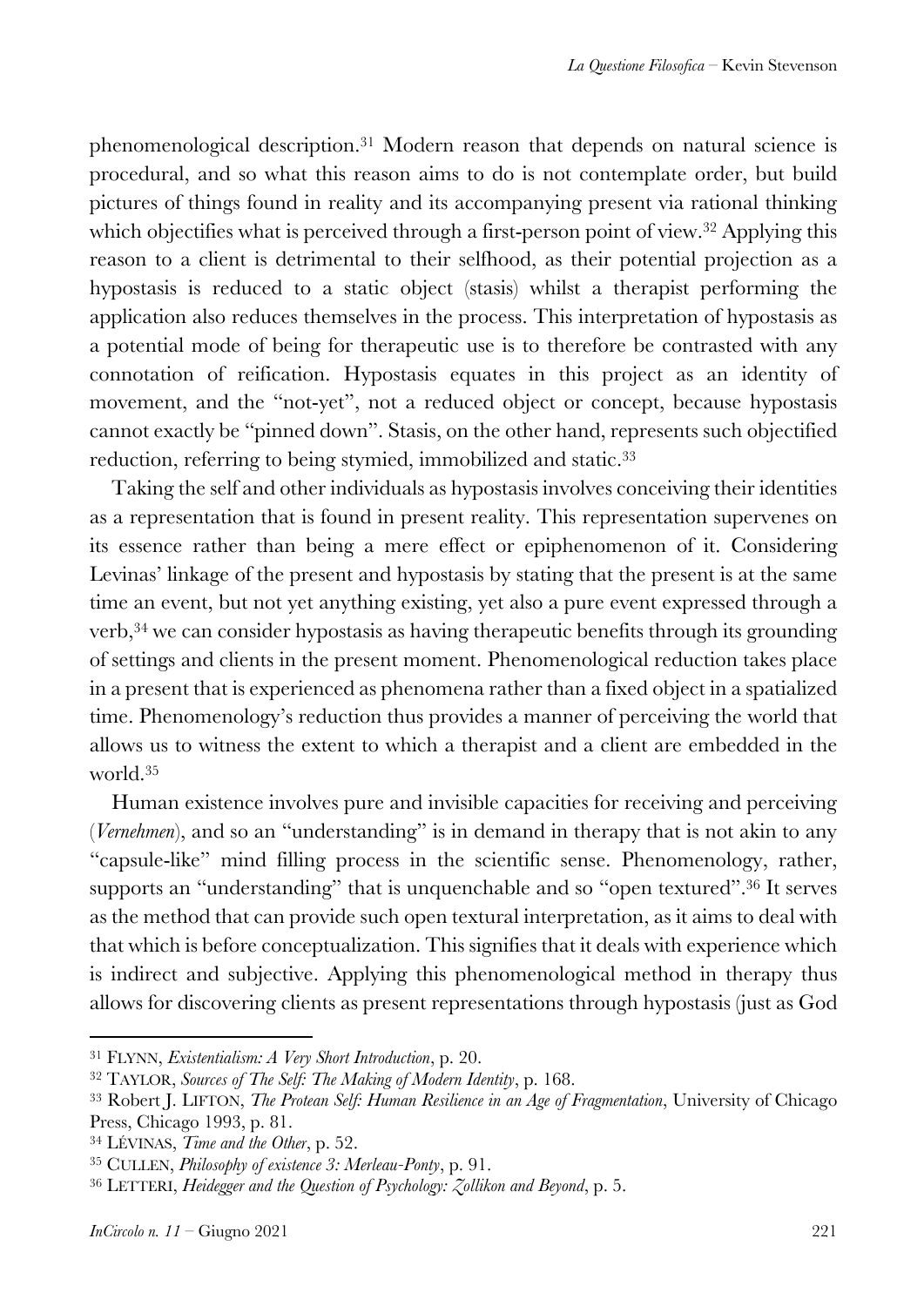phenomenological description.[31] Modern reason that depends on natural science is procedural, and so what this reason aims to do is not contemplate order, but build pictures of things found in reality and its accompanying present via rational thinking which objectifies what is perceived through a first-person point of view.[32] Applying this reason to a client is detrimental to their selfhood, as their potential projection as a hypostasis is reduced to a static object (stasis) whilst a therapist performing the application also reduces themselves in the process. This interpretation of hypostasis as a potential mode of being for therapeutic use is to therefore be contrasted with any connotation of reification. Hypostasis equates in this project as an identity of movement, and the "not-yet", not a reduced object or concept, because hypostasis cannot exactly be "pinned down". Stasis, on the other hand, represents such objectified reduction, referring to being stymied, immobilized and static.[33]

Taking the self and other individuals as hypostasis involves conceiving their identities as a representation that is found in present reality. This representation supervenes on its essence rather than being a mere effect or epiphenomenon of it. Considering Levinas' linkage of the present and hypostasis by stating that the present is at the same time an event, but not yet anything existing, yet also a pure event expressed through a verb,[34] we can consider hypostasis as having therapeutic benefits through its grounding of settings and clients in the present moment. Phenomenological reduction takes place in a present that is experienced as phenomena rather than a fixed object in a spatialized time. Phenomenology's reduction thus provides a manner of perceiving the world that allows us to witness the extent to which a therapist and a client are embedded in the world.[35]

Human existence involves pure and invisible capacities for receiving and perceiving (*Vernehmen*), and so an "understanding" is in demand in therapy that is not akin to any "capsule-like" mind filling process in the scientific sense. Phenomenology, rather, supports an "understanding" that is unquenchable and so "open textured".[36] It serves as the method that can provide such open textural interpretation, as it aims to deal with that which is before conceptualization. This signifies that it deals with experience which is indirect and subjective. Applying this phenomenological method in therapy thus allows for discovering clients as present representations through hypostasis (just as God

---

[31] FLYNN, *Existentialism: A Very Short Introduction*, p. 20.

[32] TAYLOR, *Sources of The Self: The Making of Modern Identity*, p. 168.

[33] Robert J. LIFTON, *The Protean Self: Human Resilience in an Age of Fragmentation*, University of Chicago Press, Chicago 1993, p. 81.

[34] LÉVINAS, *Time and the Other*, p. 52.

[35] CULLEN, *Philosophy of existence 3: Merleau-Ponty*, p. 91.

[36] LETTERI, *Heidegger and the Question of Psychology: Zollikon and Beyond*, p. 5.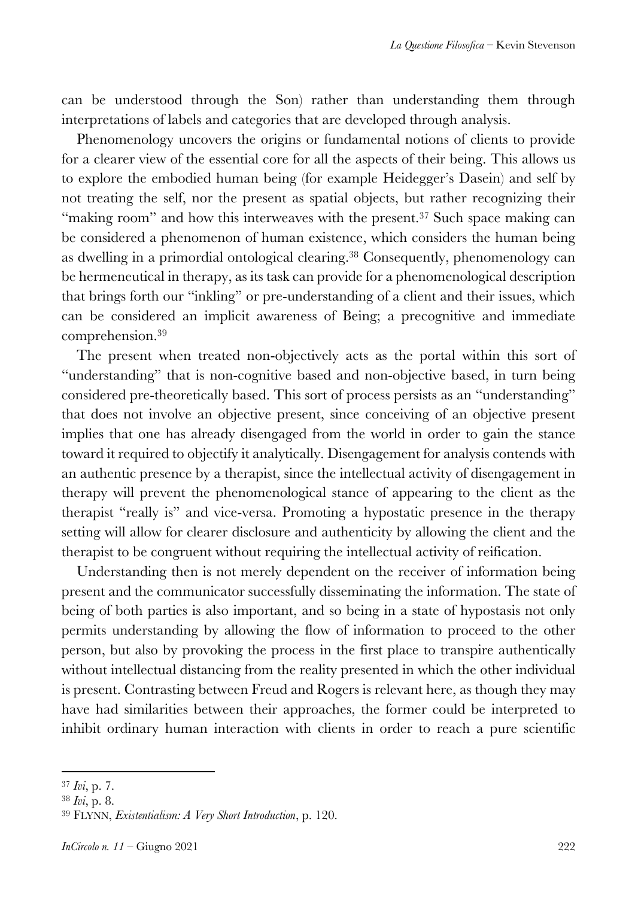can be understood through the Son) rather than understanding them through interpretations of labels and categories that are developed through analysis.

Phenomenology uncovers the origins or fundamental notions of clients to provide for a clearer view of the essential core for all the aspects of their being. This allows us to explore the embodied human being (for example Heidegger's Dasein) and self by not treating the self, nor the present as spatial objects, but rather recognizing their "making room" and how this interweaves with the present.[37] Such space making can be considered a phenomenon of human existence, which considers the human being as dwelling in a primordial ontological clearing.[38] Consequently, phenomenology can be hermeneutical in therapy, as its task can provide for a phenomenological description that brings forth our "inkling" or pre-understanding of a client and their issues, which can be considered an implicit awareness of Being; a precognitive and immediate comprehension.[39]

The present when treated non-objectively acts as the portal within this sort of "understanding" that is non-cognitive based and non-objective based, in turn being considered pre-theoretically based. This sort of process persists as an "understanding" that does not involve an objective present, since conceiving of an objective present implies that one has already disengaged from the world in order to gain the stance toward it required to objectify it analytically. Disengagement for analysis contends with an authentic presence by a therapist, since the intellectual activity of disengagement in therapy will prevent the phenomenological stance of appearing to the client as the therapist "really is" and vice-versa. Promoting a hypostatic presence in the therapy setting will allow for clearer disclosure and authenticity by allowing the client and the therapist to be congruent without requiring the intellectual activity of reification.

Understanding then is not merely dependent on the receiver of information being present and the communicator successfully disseminating the information. The state of being of both parties is also important, and so being in a state of hypostasis not only permits understanding by allowing the flow of information to proceed to the other person, but also by provoking the process in the first place to transpire authentically without intellectual distancing from the reality presented in which the other individual is present. Contrasting between Freud and Rogers is relevant here, as though they may have had similarities between their approaches, the former could be interpreted to inhibit ordinary human interaction with clients in order to reach a pure scientific

---

[37] *Ivi*, p. 7.

[38] *Ivi*, p. 8.

[39] FLYNN, *Existentialism: A Very Short Introduction*, p. 120.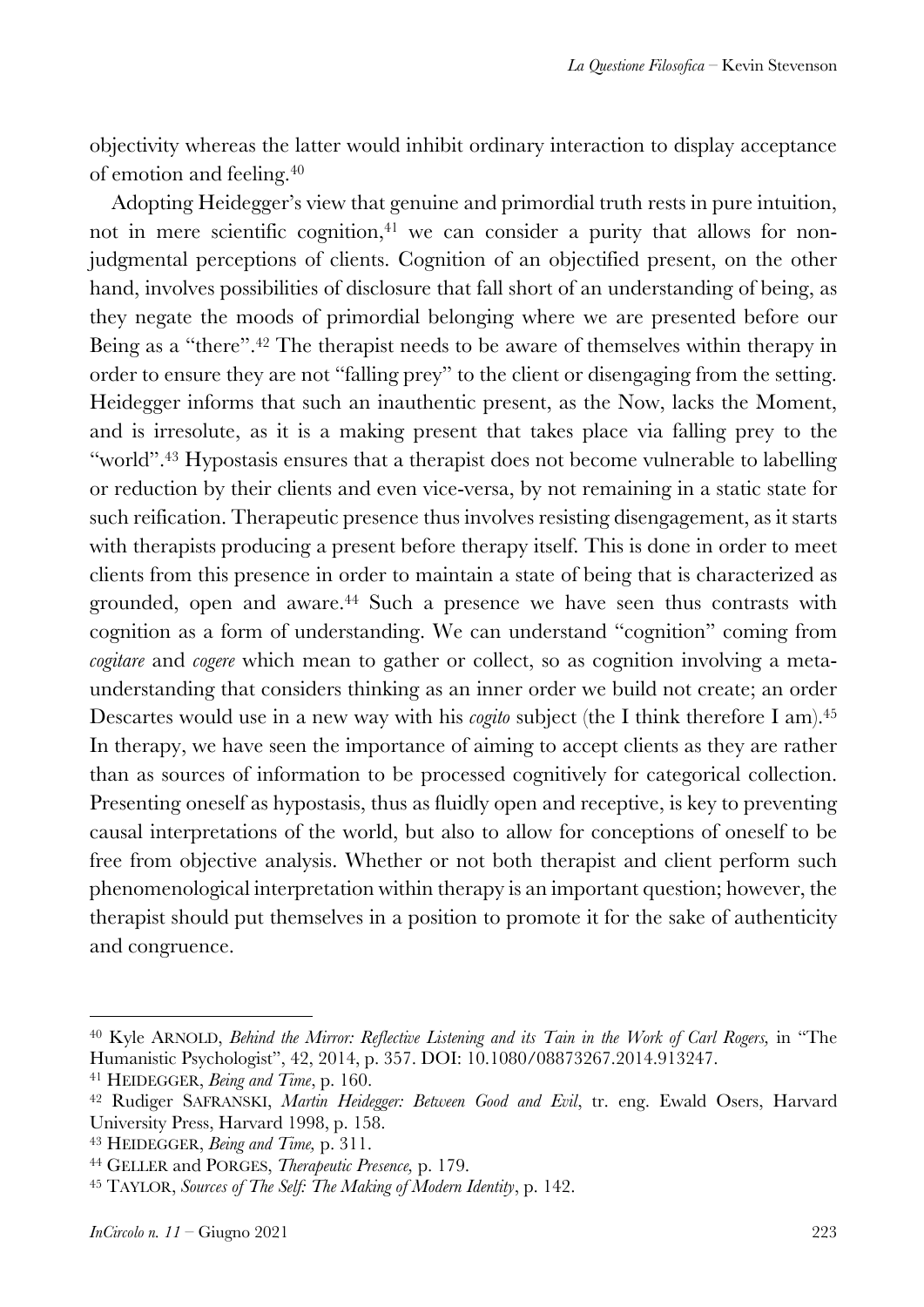objectivity whereas the latter would inhibit ordinary interaction to display acceptance of emotion and feeling.[40]

Adopting Heidegger's view that genuine and primordial truth rests in pure intuition, not in mere scientific cognition,[41] we can consider a purity that allows for non-judgmental perceptions of clients. Cognition of an objectified present, on the other hand, involves possibilities of disclosure that fall short of an understanding of being, as they negate the moods of primordial belonging where we are presented before our Being as a "there".[42] The therapist needs to be aware of themselves within therapy in order to ensure they are not "falling prey" to the client or disengaging from the setting. Heidegger informs that such an inauthentic present, as the Now, lacks the Moment, and is irresolute, as it is a making present that takes place via falling prey to the "world".[43] Hypostasis ensures that a therapist does not become vulnerable to labelling or reduction by their clients and even vice-versa, by not remaining in a static state for such reification. Therapeutic presence thus involves resisting disengagement, as it starts with therapists producing a present before therapy itself. This is done in order to meet clients from this presence in order to maintain a state of being that is characterized as grounded, open and aware.[44] Such a presence we have seen thus contrasts with cognition as a form of understanding. We can understand "cognition" coming from *cogitare* and *cogere* which mean to gather or collect, so as cognition involving a meta-understanding that considers thinking as an inner order we build not create; an order Descartes would use in a new way with his *cogito* subject (the I think therefore I am).[45] In therapy, we have seen the importance of aiming to accept clients as they are rather than as sources of information to be processed cognitively for categorical collection. Presenting oneself as hypostasis, thus as fluidly open and receptive, is key to preventing causal interpretations of the world, but also to allow for conceptions of oneself to be free from objective analysis. Whether or not both therapist and client perform such phenomenological interpretation within therapy is an important question; however, the therapist should put themselves in a position to promote it for the sake of authenticity and congruence.

---

[40] Kyle ARNOLD, *Behind the Mirror: Reflective Listening and its Tain in the Work of Carl Rogers,* in "The Humanistic Psychologist", 42, 2014, p. 357. DOI: 10.1080/08873267.2014.913247.

[41] HEIDEGGER, *Being and Time*, p. 160.

[42] Rudiger SAFRANSKI, *Martin Heidegger: Between Good and Evil*, tr. eng. Ewald Osers, Harvard University Press, Harvard 1998, p. 158.

[43] HEIDEGGER, *Being and Time,* p. 311.

[44] GELLER and PORGES, *Therapeutic Presence,* p. 179.

[45] TAYLOR, *Sources of The Self: The Making of Modern Identity*, p. 142.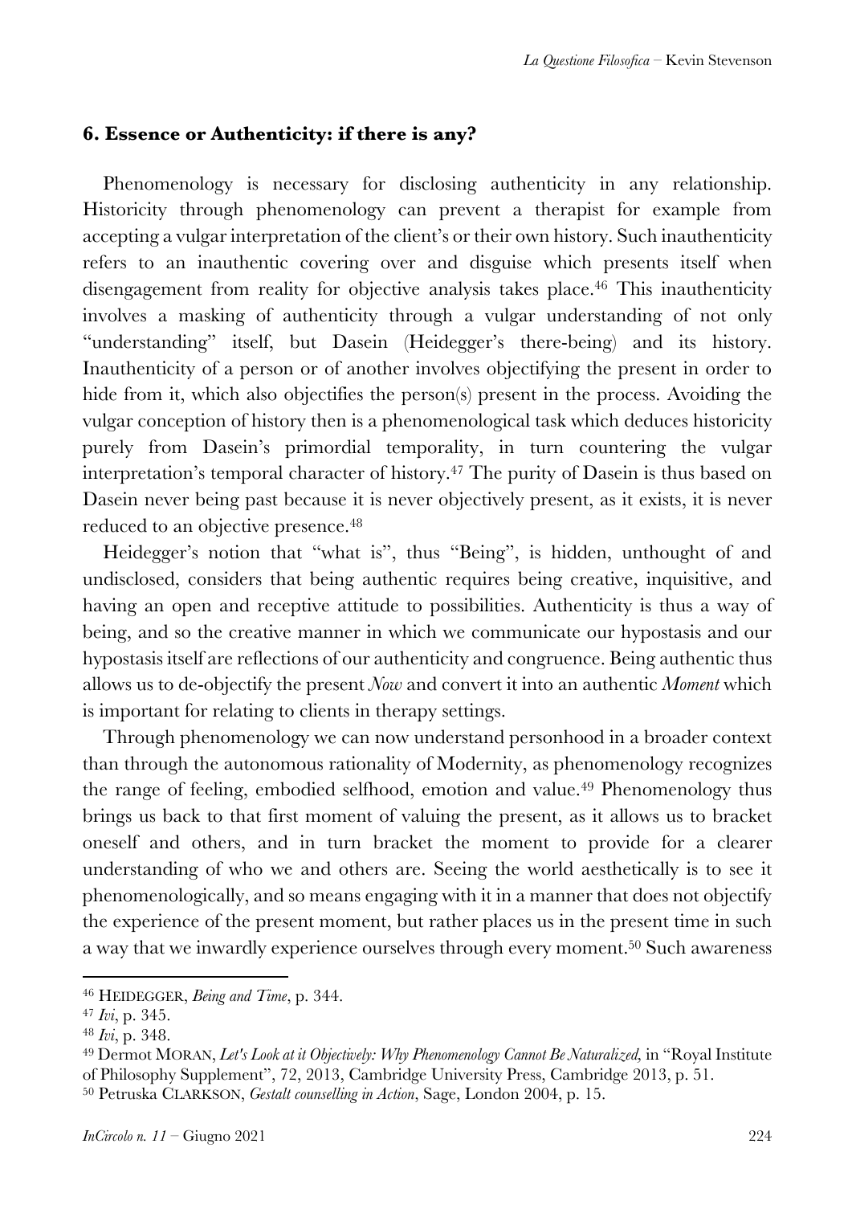### 6. Essence or Authenticity: if there is any?

Phenomenology is necessary for disclosing authenticity in any relationship. Historicity through phenomenology can prevent a therapist for example from accepting a vulgar interpretation of the client's or their own history. Such inauthenticity refers to an inauthentic covering over and disguise which presents itself when disengagement from reality for objective analysis takes place.[46] This inauthenticity involves a masking of authenticity through a vulgar understanding of not only "understanding" itself, but Dasein (Heidegger's there-being) and its history. Inauthenticity of a person or of another involves objectifying the present in order to hide from it, which also objectifies the person(s) present in the process. Avoiding the vulgar conception of history then is a phenomenological task which deduces historicity purely from Dasein's primordial temporality, in turn countering the vulgar interpretation's temporal character of history.[47] The purity of Dasein is thus based on Dasein never being past because it is never objectively present, as it exists, it is never reduced to an objective presence.[48]

Heidegger's notion that "what is", thus "Being", is hidden, unthought of and undisclosed, considers that being authentic requires being creative, inquisitive, and having an open and receptive attitude to possibilities. Authenticity is thus a way of being, and so the creative manner in which we communicate our hypostasis and our hypostasis itself are reflections of our authenticity and congruence. Being authentic thus allows us to de-objectify the present *Now* and convert it into an authentic *Moment* which is important for relating to clients in therapy settings.

Through phenomenology we can now understand personhood in a broader context than through the autonomous rationality of Modernity, as phenomenology recognizes the range of feeling, embodied selfhood, emotion and value.[49] Phenomenology thus brings us back to that first moment of valuing the present, as it allows us to bracket oneself and others, and in turn bracket the moment to provide for a clearer understanding of who we and others are. Seeing the world aesthetically is to see it phenomenologically, and so means engaging with it in a manner that does not objectify the experience of the present moment, but rather places us in the present time in such a way that we inwardly experience ourselves through every moment.[50] Such awareness

---

[46] HEIDEGGER, *Being and Time*, p. 344.

[47] *Ivi*, p. 345.

[48] *Ivi*, p. 348.

[49] Dermot MORAN, *Let's Look at it Objectively: Why Phenomenology Cannot Be Naturalized,* in "Royal Institute of Philosophy Supplement", 72, 2013, Cambridge University Press, Cambridge 2013, p. 51.

[50] Petruska CLARKSON, *Gestalt counselling in Action*, Sage, London 2004, p. 15.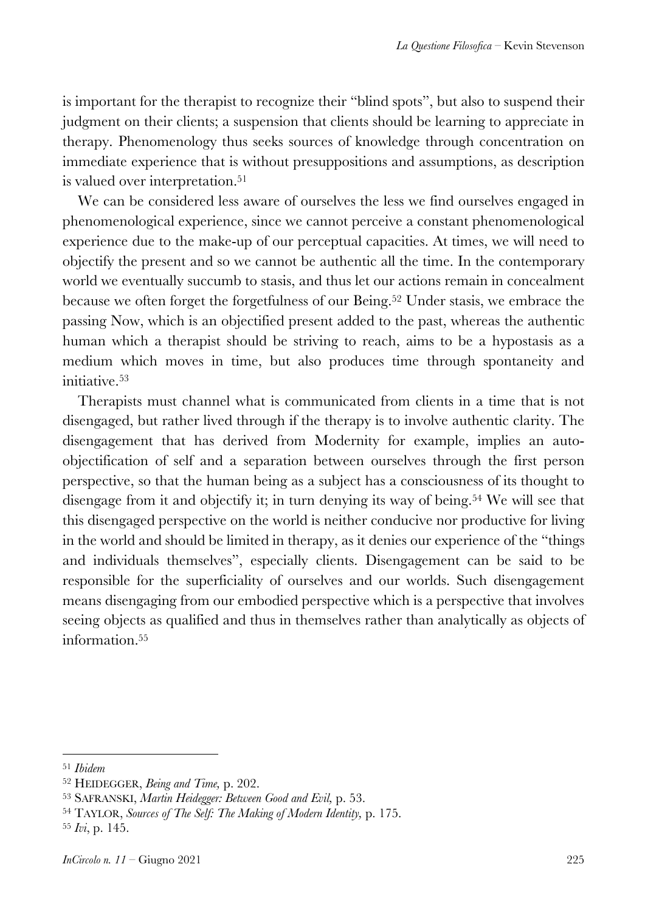is important for the therapist to recognize their "blind spots", but also to suspend their judgment on their clients; a suspension that clients should be learning to appreciate in therapy. Phenomenology thus seeks sources of knowledge through concentration on immediate experience that is without presuppositions and assumptions, as description is valued over interpretation.[51]

We can be considered less aware of ourselves the less we find ourselves engaged in phenomenological experience, since we cannot perceive a constant phenomenological experience due to the make-up of our perceptual capacities. At times, we will need to objectify the present and so we cannot be authentic all the time. In the contemporary world we eventually succumb to stasis, and thus let our actions remain in concealment because we often forget the forgetfulness of our Being.[52] Under stasis, we embrace the passing Now, which is an objectified present added to the past, whereas the authentic human which a therapist should be striving to reach, aims to be a hypostasis as a medium which moves in time, but also produces time through spontaneity and initiative.[53]

Therapists must channel what is communicated from clients in a time that is not disengaged, but rather lived through if the therapy is to involve authentic clarity. The disengagement that has derived from Modernity for example, implies an auto-objectification of self and a separation between ourselves through the first person perspective, so that the human being as a subject has a consciousness of its thought to disengage from it and objectify it; in turn denying its way of being.[54] We will see that this disengaged perspective on the world is neither conducive nor productive for living in the world and should be limited in therapy, as it denies our experience of the "things and individuals themselves", especially clients. Disengagement can be said to be responsible for the superficiality of ourselves and our worlds. Such disengagement means disengaging from our embodied perspective which is a perspective that involves seeing objects as qualified and thus in themselves rather than analytically as objects of information.[55]

---

[51] *Ibidem*

[52] HEIDEGGER, *Being and Time,* p. 202.

[53] SAFRANSKI, *Martin Heidegger: Between Good and Evil,* p. 53.

[54] TAYLOR, *Sources of The Self: The Making of Modern Identity,* p. 175.

[55] *Ivi*, p. 145.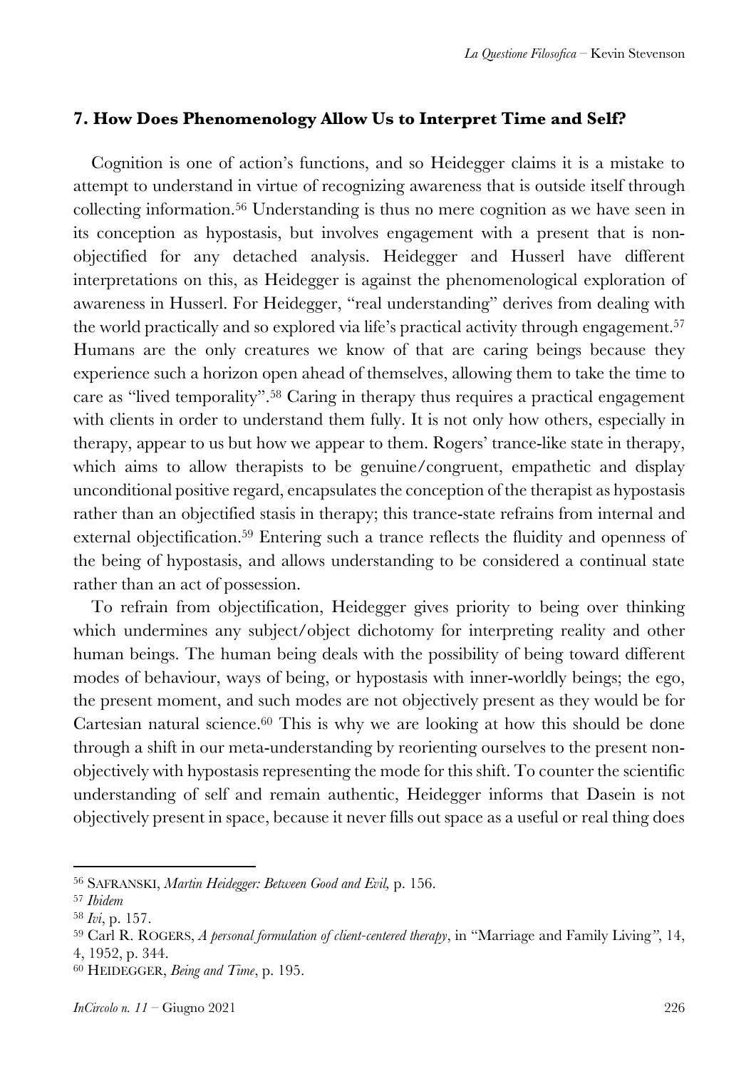### 7. How Does Phenomenology Allow Us to Interpret Time and Self?

Cognition is one of action's functions, and so Heidegger claims it is a mistake to attempt to understand in virtue of recognizing awareness that is outside itself through collecting information.[56] Understanding is thus no mere cognition as we have seen in its conception as hypostasis, but involves engagement with a present that is non-objectified for any detached analysis. Heidegger and Husserl have different interpretations on this, as Heidegger is against the phenomenological exploration of awareness in Husserl. For Heidegger, "real understanding" derives from dealing with the world practically and so explored via life's practical activity through engagement.[57] Humans are the only creatures we know of that are caring beings because they experience such a horizon open ahead of themselves, allowing them to take the time to care as "lived temporality".[58] Caring in therapy thus requires a practical engagement with clients in order to understand them fully. It is not only how others, especially in therapy, appear to us but how we appear to them. Rogers' trance-like state in therapy, which aims to allow therapists to be genuine/congruent, empathetic and display unconditional positive regard, encapsulates the conception of the therapist as hypostasis rather than an objectified stasis in therapy; this trance-state refrains from internal and external objectification.[59] Entering such a trance reflects the fluidity and openness of the being of hypostasis, and allows understanding to be considered a continual state rather than an act of possession.

To refrain from objectification, Heidegger gives priority to being over thinking which undermines any subject/object dichotomy for interpreting reality and other human beings. The human being deals with the possibility of being toward different modes of behaviour, ways of being, or hypostasis with inner-worldly beings; the ego, the present moment, and such modes are not objectively present as they would be for Cartesian natural science.[60] This is why we are looking at how this should be done through a shift in our meta-understanding by reorienting ourselves to the present non-objectively with hypostasis representing the mode for this shift. To counter the scientific understanding of self and remain authentic, Heidegger informs that Dasein is not objectively present in space, because it never fills out space as a useful or real thing does

---

[56] SAFRANSKI, *Martin Heidegger: Between Good and Evil*, p. 156.

[57] *Ibidem*

[58] *Ivi*, p. 157.

[59] Carl R. ROGERS, *A personal formulation of client-centered therapy*, in "Marriage and Family Living", 14, 4, 1952, p. 344.

[60] HEIDEGGER, *Being and Time*, p. 195.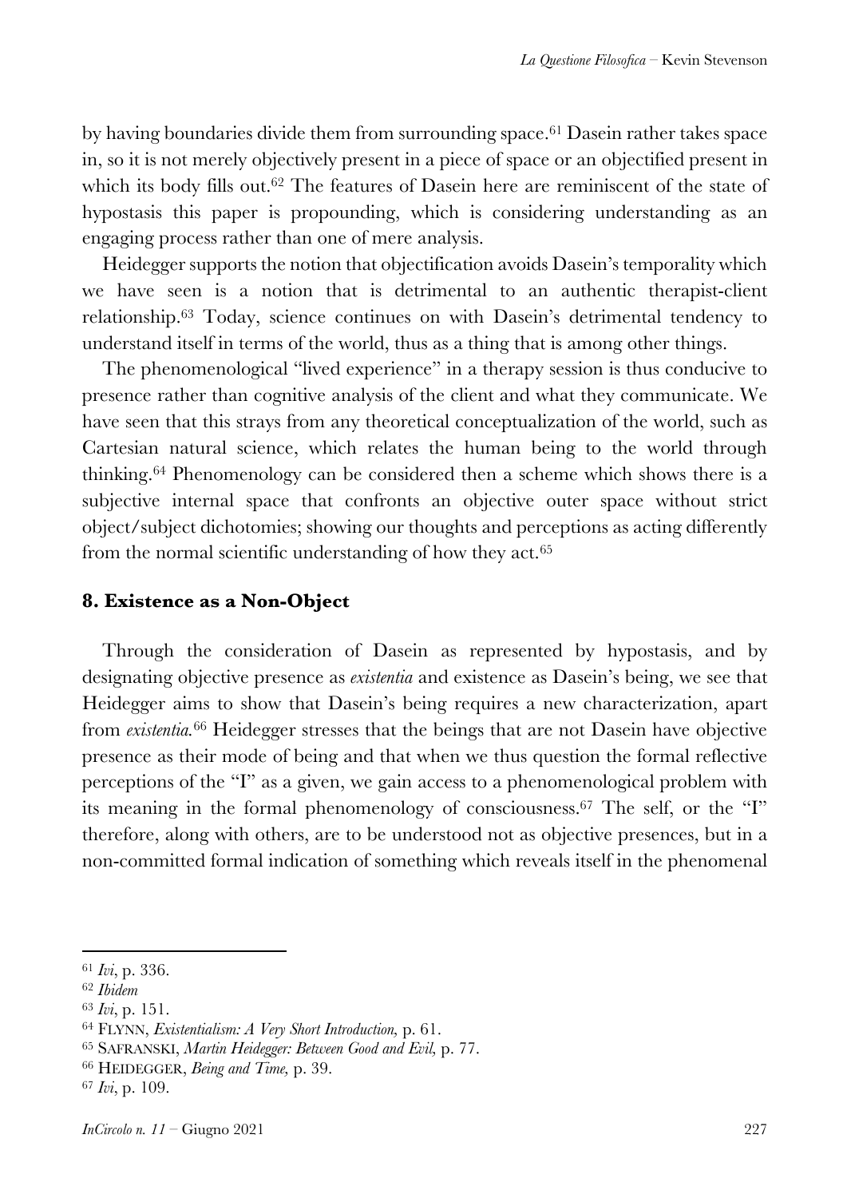by having boundaries divide them from surrounding space.[61] Dasein rather takes space in, so it is not merely objectively present in a piece of space or an objectified present in which its body fills out.[62] The features of Dasein here are reminiscent of the state of hypostasis this paper is propounding, which is considering understanding as an engaging process rather than one of mere analysis.

Heidegger supports the notion that objectification avoids Dasein's temporality which we have seen is a notion that is detrimental to an authentic therapist-client relationship.[63] Today, science continues on with Dasein's detrimental tendency to understand itself in terms of the world, thus as a thing that is among other things.

The phenomenological "lived experience" in a therapy session is thus conducive to presence rather than cognitive analysis of the client and what they communicate. We have seen that this strays from any theoretical conceptualization of the world, such as Cartesian natural science, which relates the human being to the world through thinking.[64] Phenomenology can be considered then a scheme which shows there is a subjective internal space that confronts an objective outer space without strict object/subject dichotomies; showing our thoughts and perceptions as acting differently from the normal scientific understanding of how they act.[65]

## 8. Existence as a Non-Object

Through the consideration of Dasein as represented by hypostasis, and by designating objective presence as *existentia* and existence as Dasein's being, we see that Heidegger aims to show that Dasein's being requires a new characterization, apart from *existentia*.[66] Heidegger stresses that the beings that are not Dasein have objective presence as their mode of being and that when we thus question the formal reflective perceptions of the "I" as a given, we gain access to a phenomenological problem with its meaning in the formal phenomenology of consciousness.[67] The self, or the "I" therefore, along with others, are to be understood not as objective presences, but in a non-committed formal indication of something which reveals itself in the phenomenal

---

[61] *Ivi*, p. 336.

[62] *Ibidem*

[63] *Ivi*, p. 151.

[64] FLYNN, *Existentialism: A Very Short Introduction,* p. 61.

[65] SAFRANSKI, *Martin Heidegger: Between Good and Evil,* p. 77.

[66] HEIDEGGER, *Being and Time,* p. 39.

[67] *Ivi*, p. 109.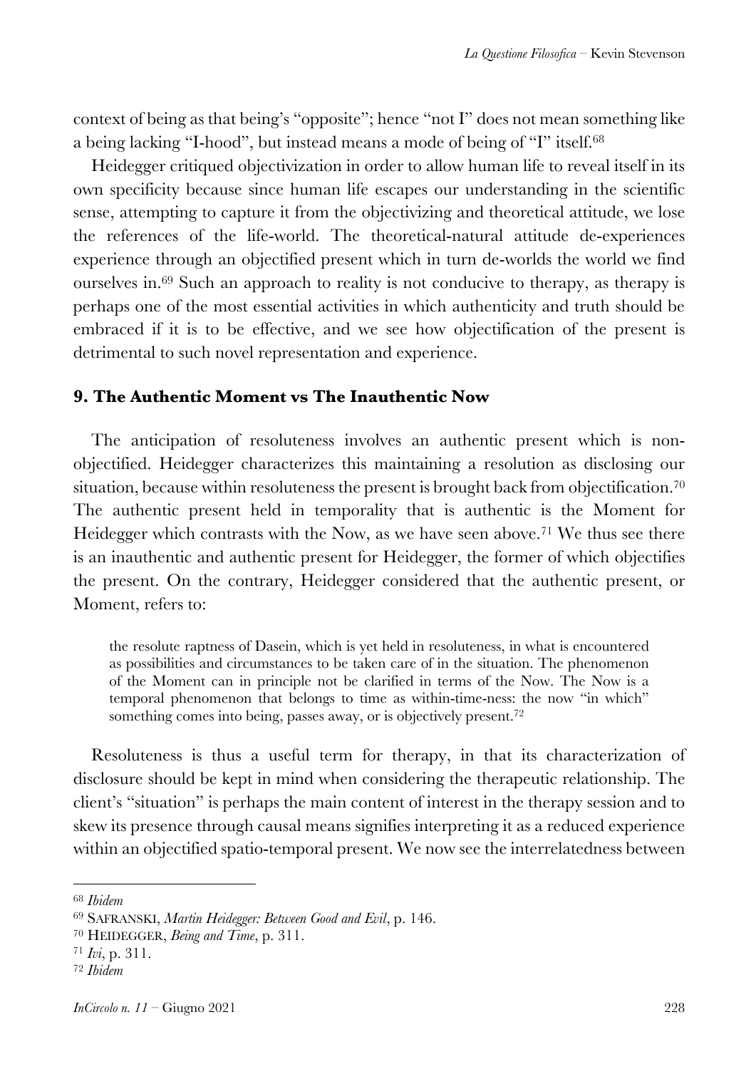context of being as that being's "opposite"; hence "not I" does not mean something like a being lacking "I-hood", but instead means a mode of being of "I" itself.[68]

Heidegger critiqued objectivization in order to allow human life to reveal itself in its own specificity because since human life escapes our understanding in the scientific sense, attempting to capture it from the objectivizing and theoretical attitude, we lose the references of the life-world. The theoretical-natural attitude de-experiences experience through an objectified present which in turn de-worlds the world we find ourselves in.[69] Such an approach to reality is not conducive to therapy, as therapy is perhaps one of the most essential activities in which authenticity and truth should be embraced if it is to be effective, and we see how objectification of the present is detrimental to such novel representation and experience.

## 9. The Authentic Moment vs The Inauthentic Now

The anticipation of resoluteness involves an authentic present which is non-objectified. Heidegger characterizes this maintaining a resolution as disclosing our situation, because within resoluteness the present is brought back from objectification.[70] The authentic present held in temporality that is authentic is the Moment for Heidegger which contrasts with the Now, as we have seen above.[71] We thus see there is an inauthentic and authentic present for Heidegger, the former of which objectifies the present. On the contrary, Heidegger considered that the authentic present, or Moment, refers to:

> the resolute raptness of Dasein, which is yet held in resoluteness, in what is encountered as possibilities and circumstances to be taken care of in the situation. The phenomenon of the Moment can in principle not be clarified in terms of the Now. The Now is a temporal phenomenon that belongs to time as within-time-ness: the now "in which" something comes into being, passes away, or is objectively present.[72]

Resoluteness is thus a useful term for therapy, in that its characterization of disclosure should be kept in mind when considering the therapeutic relationship. The client's "situation" is perhaps the main content of interest in the therapy session and to skew its presence through causal means signifies interpreting it as a reduced experience within an objectified spatio-temporal present. We now see the interrelatedness between

---

[68] *Ibidem*

[69] SAFRANSKI, *Martin Heidegger: Between Good and Evil*, p. 146.

[70] HEIDEGGER, *Being and Time*, p. 311.

[71] *Ivi*, p. 311.

[72] *Ibidem*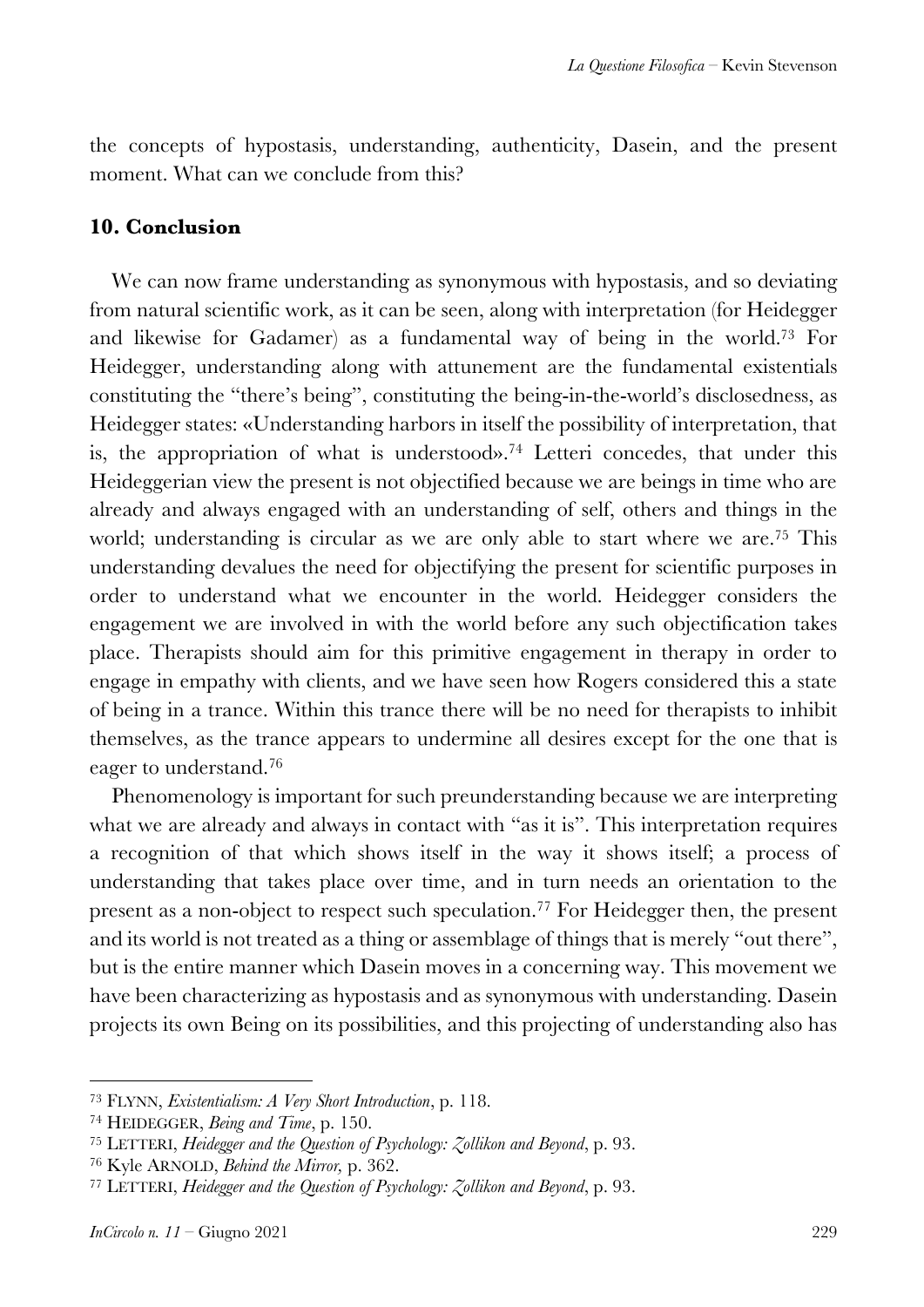the concepts of hypostasis, understanding, authenticity, Dasein, and the present moment. What can we conclude from this?

## 10. Conclusion

We can now frame understanding as synonymous with hypostasis, and so deviating from natural scientific work, as it can be seen, along with interpretation (for Heidegger and likewise for Gadamer) as a fundamental way of being in the world.[73] For Heidegger, understanding along with attunement are the fundamental existentials constituting the "there's being", constituting the being-in-the-world's disclosedness, as Heidegger states: «Understanding harbors in itself the possibility of interpretation, that is, the appropriation of what is understood».[74] Letteri concedes, that under this Heideggerian view the present is not objectified because we are beings in time who are already and always engaged with an understanding of self, others and things in the world; understanding is circular as we are only able to start where we are.[75] This understanding devalues the need for objectifying the present for scientific purposes in order to understand what we encounter in the world. Heidegger considers the engagement we are involved in with the world before any such objectification takes place. Therapists should aim for this primitive engagement in therapy in order to engage in empathy with clients, and we have seen how Rogers considered this a state of being in a trance. Within this trance there will be no need for therapists to inhibit themselves, as the trance appears to undermine all desires except for the one that is eager to understand.[76]

Phenomenology is important for such preunderstanding because we are interpreting what we are already and always in contact with "as it is". This interpretation requires a recognition of that which shows itself in the way it shows itself; a process of understanding that takes place over time, and in turn needs an orientation to the present as a non-object to respect such speculation.[77] For Heidegger then, the present and its world is not treated as a thing or assemblage of things that is merely "out there", but is the entire manner which Dasein moves in a concerning way. This movement we have been characterizing as hypostasis and as synonymous with understanding. Dasein projects its own Being on its possibilities, and this projecting of understanding also has

---

[73] FLYNN, *Existentialism: A Very Short Introduction*, p. 118.

[74] HEIDEGGER, *Being and Time*, p. 150.

[75] LETTERI, *Heidegger and the Question of Psychology: Zollikon and Beyond*, p. 93.

[76] Kyle ARNOLD, *Behind the Mirror,* p. 362.

[77] LETTERI, *Heidegger and the Question of Psychology: Zollikon and Beyond*, p. 93.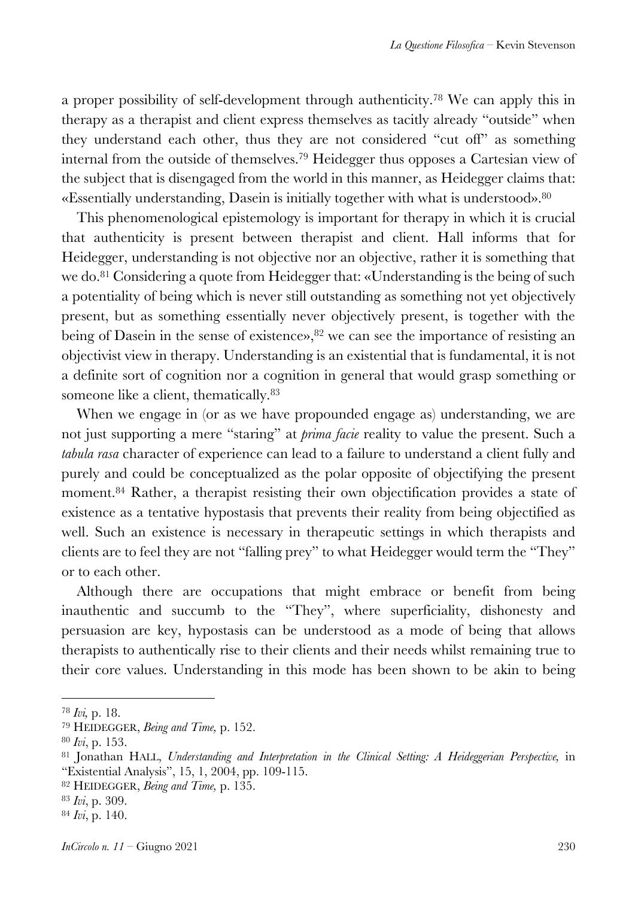a proper possibility of self-development through authenticity.[78] We can apply this in therapy as a therapist and client express themselves as tacitly already "outside" when they understand each other, thus they are not considered "cut off" as something internal from the outside of themselves.[79] Heidegger thus opposes a Cartesian view of the subject that is disengaged from the world in this manner, as Heidegger claims that: «Essentially understanding, Dasein is initially together with what is understood».[80]

This phenomenological epistemology is important for therapy in which it is crucial that authenticity is present between therapist and client. Hall informs that for Heidegger, understanding is not objective nor an objective, rather it is something that we do.[81] Considering a quote from Heidegger that: «Understanding is the being of such a potentiality of being which is never still outstanding as something not yet objectively present, but as something essentially never objectively present, is together with the being of Dasein in the sense of existence»,[82] we can see the importance of resisting an objectivist view in therapy. Understanding is an existential that is fundamental, it is not a definite sort of cognition nor a cognition in general that would grasp something or someone like a client, thematically.[83]

When we engage in (or as we have propounded engage as) understanding, we are not just supporting a mere "staring" at *prima facie* reality to value the present. Such a *tabula rasa* character of experience can lead to a failure to understand a client fully and purely and could be conceptualized as the polar opposite of objectifying the present moment.[84] Rather, a therapist resisting their own objectification provides a state of existence as a tentative hypostasis that prevents their reality from being objectified as well. Such an existence is necessary in therapeutic settings in which therapists and clients are to feel they are not "falling prey" to what Heidegger would term the "They" or to each other.

Although there are occupations that might embrace or benefit from being inauthentic and succumb to the "They", where superficiality, dishonesty and persuasion are key, hypostasis can be understood as a mode of being that allows therapists to authentically rise to their clients and their needs whilst remaining true to their core values. Understanding in this mode has been shown to be akin to being

---

[78] *Ivi,* p. 18.

[79] HEIDEGGER, *Being and Time,* p. 152.

[80] *Ivi*, p. 153.

[81] Jonathan HALL, *Understanding and Interpretation in the Clinical Setting: A Heideggerian Perspective,* in "Existential Analysis", 15, 1, 2004, pp. 109-115.

[82] HEIDEGGER, *Being and Time,* p. 135.

[83] *Ivi*, p. 309.

[84] *Ivi*, p. 140.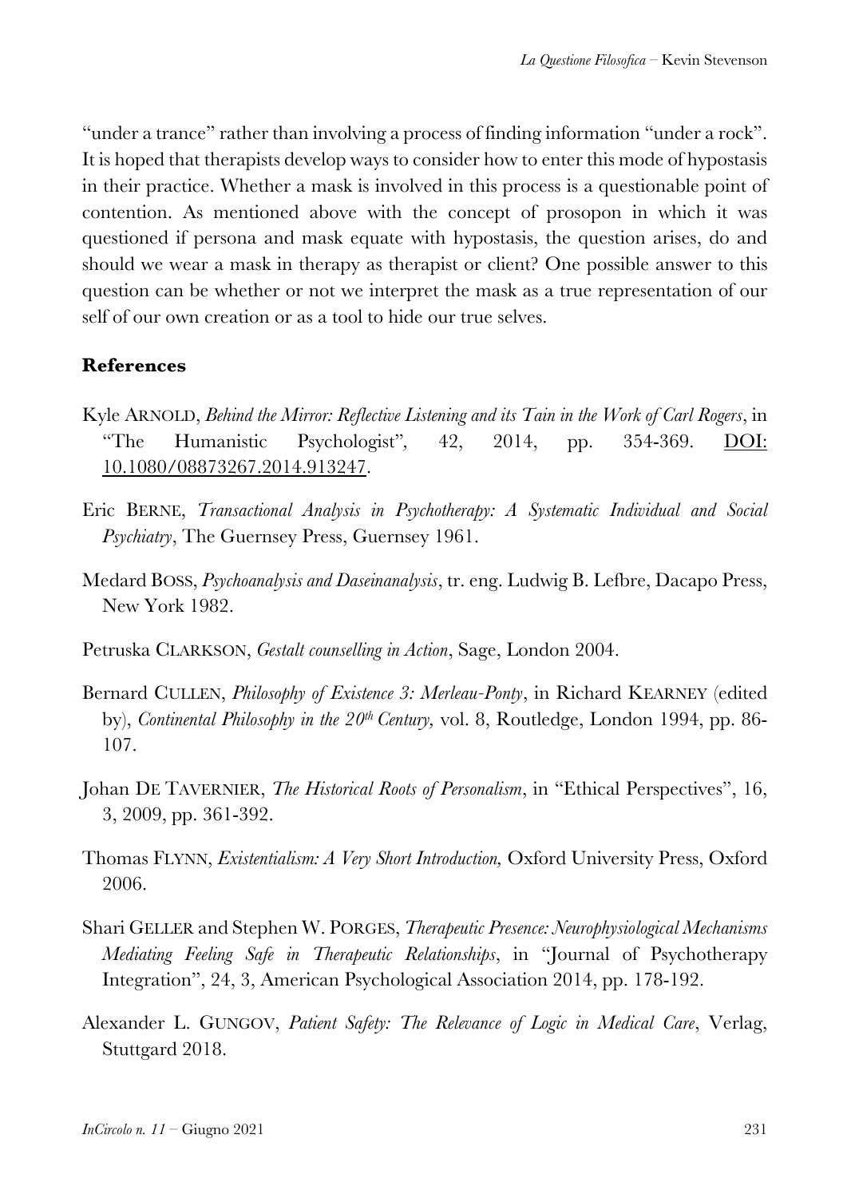"under a trance" rather than involving a process of finding information "under a rock". It is hoped that therapists develop ways to consider how to enter this mode of hypostasis in their practice. Whether a mask is involved in this process is a questionable point of contention. As mentioned above with the concept of prosopon in which it was questioned if persona and mask equate with hypostasis, the question arises, do and should we wear a mask in therapy as therapist or client? One possible answer to this question can be whether or not we interpret the mask as a true representation of our self of our own creation or as a tool to hide our true selves.

## References

Kyle ARNOLD, *Behind the Mirror: Reflective Listening and its Tain in the Work of Carl Rogers*, in "The Humanistic Psychologist", 42, 2014, pp. 354-369. DOI: 10.1080/08873267.2014.913247.

Eric BERNE, *Transactional Analysis in Psychotherapy: A Systematic Individual and Social Psychiatry*, The Guernsey Press, Guernsey 1961.

Medard BOSS, *Psychoanalysis and Daseinanalysis*, tr. eng. Ludwig B. Lefbre, Dacapo Press, New York 1982.

Petruska CLARKSON, *Gestalt counselling in Action*, Sage, London 2004.

Bernard CULLEN, *Philosophy of Existence 3: Merleau-Ponty*, in Richard KEARNEY (edited by), *Continental Philosophy in the 20th Century,* vol. 8, Routledge, London 1994, pp. 86-107.

Johan DE TAVERNIER, *The Historical Roots of Personalism*, in "Ethical Perspectives", 16, 3, 2009, pp. 361-392.

Thomas FLYNN, *Existentialism: A Very Short Introduction,* Oxford University Press, Oxford 2006.

Shari GELLER and Stephen W. PORGES, *Therapeutic Presence: Neurophysiological Mechanisms Mediating Feeling Safe in Therapeutic Relationships*, in "Journal of Psychotherapy Integration", 24, 3, American Psychological Association 2014, pp. 178-192.

Alexander L. GUNGOV, *Patient Safety: The Relevance of Logic in Medical Care*, Verlag, Stuttgard 2018.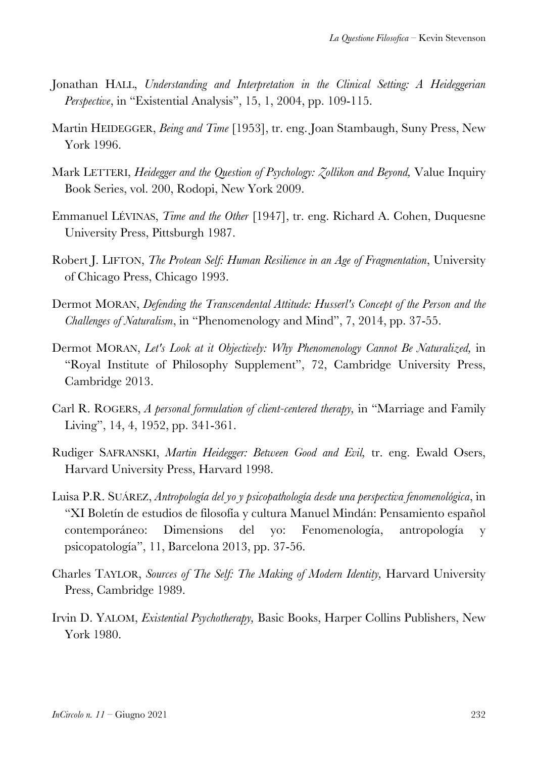Jonathan HALL, *Understanding and Interpretation in the Clinical Setting: A Heideggerian Perspective*, in "Existential Analysis", 15, 1, 2004, pp. 109-115.

Martin HEIDEGGER, *Being and Time* [1953], tr. eng. Joan Stambaugh, Suny Press, New York 1996.

Mark LETTERI, *Heidegger and the Question of Psychology: Zollikon and Beyond,* Value Inquiry Book Series, vol. 200, Rodopi, New York 2009.

Emmanuel LÉVINAS, *Time and the Other* [1947], tr. eng. Richard A. Cohen, Duquesne University Press, Pittsburgh 1987.

Robert J. LIFTON, *The Protean Self: Human Resilience in an Age of Fragmentation*, University of Chicago Press, Chicago 1993.

Dermot MORAN, *Defending the Transcendental Attitude: Husserl's Concept of the Person and the Challenges of Naturalism*, in "Phenomenology and Mind", 7, 2014, pp. 37-55.

Dermot MORAN, *Let's Look at it Objectively: Why Phenomenology Cannot Be Naturalized,* in "Royal Institute of Philosophy Supplement", 72, Cambridge University Press, Cambridge 2013.

Carl R. ROGERS, *A personal formulation of client-centered therapy,* in "Marriage and Family Living", 14, 4, 1952, pp. 341-361.

Rudiger SAFRANSKI, *Martin Heidegger: Between Good and Evil,* tr. eng. Ewald Osers, Harvard University Press, Harvard 1998.

Luisa P.R. SUÁREZ, *Antropología del yo y psicopathología desde una perspectiva fenomenológica*, in "XI Boletín de estudios de filosofía y cultura Manuel Mindán: Pensamiento español contemporáneo: Dimensions del yo: Fenomenología, antropología y psicopatología", 11, Barcelona 2013, pp. 37-56.

Charles TAYLOR, *Sources of The Self: The Making of Modern Identity,* Harvard University Press, Cambridge 1989.

Irvin D. YALOM, *Existential Psychotherapy,* Basic Books, Harper Collins Publishers, New York 1980.